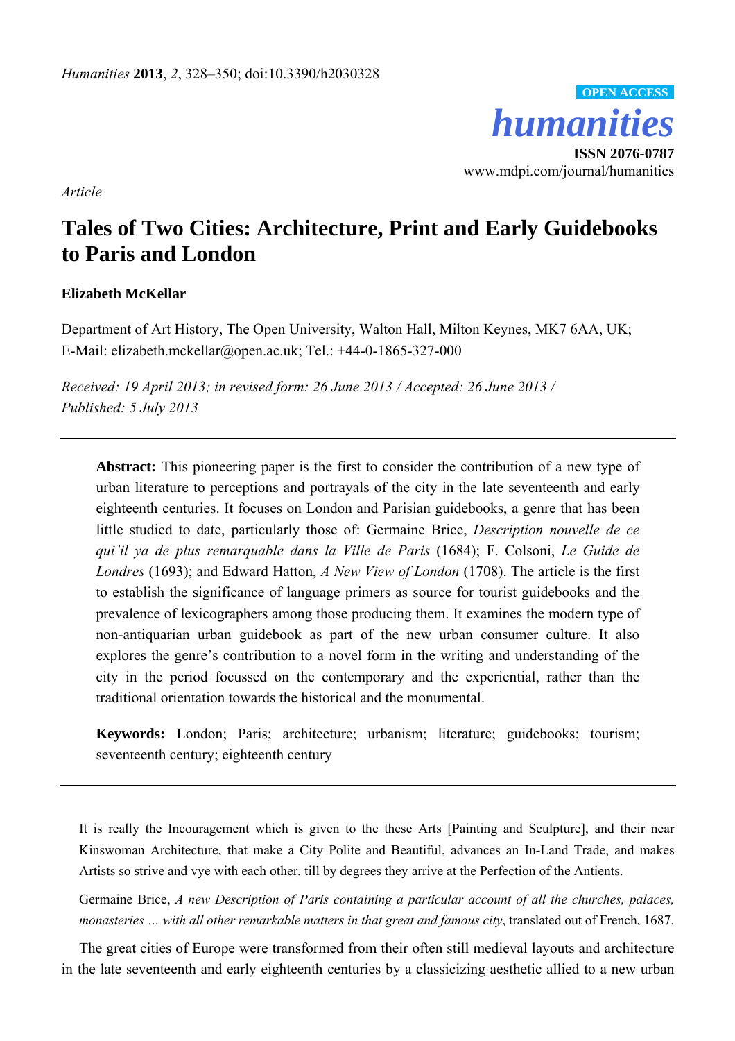*Article*

# Tales of Two Cities: Architecture, Print and Early Guidebooks to Paris and London

**Elizabeth McKellar**

Department of Art History, The Open University, Walton Hall, Milton Keynes, MK7 6AA, UK; E-Mail: elizabeth.mckellar@open.ac.uk; Tel.: +44-0-1865-327-000

*Received: 19 April 2013; in revised form: 26 June 2013 / Accepted: 26 June 2013 / Published: 5 July 2013*

**Abstract:** This pioneering paper is the first to consider the contribution of a new type of urban literature to perceptions and portrayals of the city in the late seventeenth and early eighteenth centuries. It focuses on London and Parisian guidebooks, a genre that has been little studied to date, particularly those of: Germaine Brice, *Description nouvelle de ce qui'il ya de plus remarquable dans la Ville de Paris* (1684); F. Colsoni, *Le Guide de Londres* (1693); and Edward Hatton, *A New View of London* (1708). The article is the first to establish the significance of language primers as source for tourist guidebooks and the prevalence of lexicographers among those producing them. It examines the modern type of non-antiquarian urban guidebook as part of the new urban consumer culture. It also explores the genre's contribution to a novel form in the writing and understanding of the city in the period focussed on the contemporary and the experiential, rather than the traditional orientation towards the historical and the monumental.

**Keywords:** London; Paris; architecture; urbanism; literature; guidebooks; tourism; seventeenth century; eighteenth century

---

> It is really the Incouragement which is given to the these Arts [Painting and Sculpture], and their near Kinswoman Architecture, that make a City Polite and Beautiful, advances an In-Land Trade, and makes Artists so strive and vye with each other, till by degrees they arrive at the Perfection of the Antients.
>
> Germaine Brice, *A new Description of Paris containing a particular account of all the churches, palaces, monasteries … with all other remarkable matters in that great and famous city*, translated out of French, 1687.

The great cities of Europe were transformed from their often still medieval layouts and architecture in the late seventeenth and early eighteenth centuries by a classicizing aesthetic allied to a new urban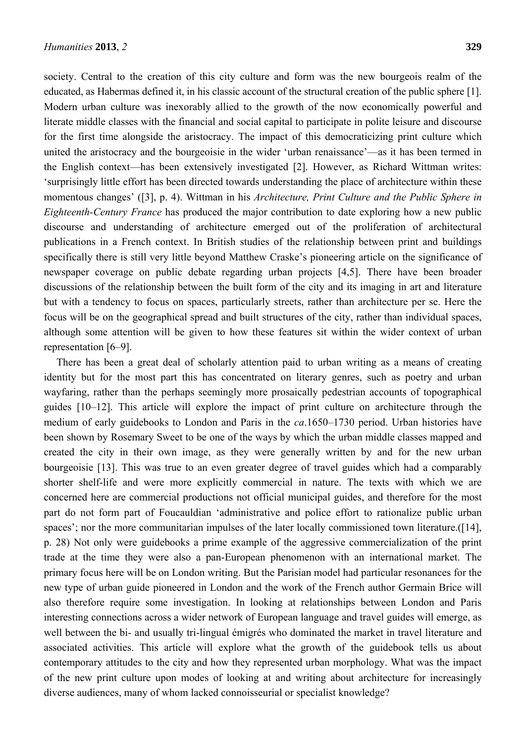society. Central to the creation of this city culture and form was the new bourgeois realm of the educated, as Habermas defined it, in his classic account of the structural creation of the public sphere [1]. Modern urban culture was inexorably allied to the growth of the now economically powerful and literate middle classes with the financial and social capital to participate in polite leisure and discourse for the first time alongside the aristocracy. The impact of this democraticizing print culture which united the aristocracy and the bourgeoisie in the wider 'urban renaissance'—as it has been termed in the English context—has been extensively investigated [2]. However, as Richard Wittman writes: 'surprisingly little effort has been directed towards understanding the place of architecture within these momentous changes' ([3], p. 4). Wittman in his *Architecture, Print Culture and the Public Sphere in Eighteenth-Century France* has produced the major contribution to date exploring how a new public discourse and understanding of architecture emerged out of the proliferation of architectural publications in a French context. In British studies of the relationship between print and buildings specifically there is still very little beyond Matthew Craske's pioneering article on the significance of newspaper coverage on public debate regarding urban projects [4,5]. There have been broader discussions of the relationship between the built form of the city and its imaging in art and literature but with a tendency to focus on spaces, particularly streets, rather than architecture per se. Here the focus will be on the geographical spread and built structures of the city, rather than individual spaces, although some attention will be given to how these features sit within the wider context of urban representation [6–9].

There has been a great deal of scholarly attention paid to urban writing as a means of creating identity but for the most part this has concentrated on literary genres, such as poetry and urban wayfaring, rather than the perhaps seemingly more prosaically pedestrian accounts of topographical guides [10–12]. This article will explore the impact of print culture on architecture through the medium of early guidebooks to London and Paris in the *ca*.1650–1730 period. Urban histories have been shown by Rosemary Sweet to be one of the ways by which the urban middle classes mapped and created the city in their own image, as they were generally written by and for the new urban bourgeoisie [13]. This was true to an even greater degree of travel guides which had a comparably shorter shelf-life and were more explicitly commercial in nature. The texts with which we are concerned here are commercial productions not official municipal guides, and therefore for the most part do not form part of Foucauldian 'administrative and police effort to rationalize public urban spaces'; nor the more communitarian impulses of the later locally commissioned town literature.([14], p. 28) Not only were guidebooks a prime example of the aggressive commercialization of the print trade at the time they were also a pan-European phenomenon with an international market. The primary focus here will be on London writing. But the Parisian model had particular resonances for the new type of urban guide pioneered in London and the work of the French author Germain Brice will also therefore require some investigation. In looking at relationships between London and Paris interesting connections across a wider network of European language and travel guides will emerge, as well between the bi- and usually tri-lingual émigrés who dominated the market in travel literature and associated activities. This article will explore what the growth of the guidebook tells us about contemporary attitudes to the city and how they represented urban morphology. What was the impact of the new print culture upon modes of looking at and writing about architecture for increasingly diverse audiences, many of whom lacked connoisseurial or specialist knowledge?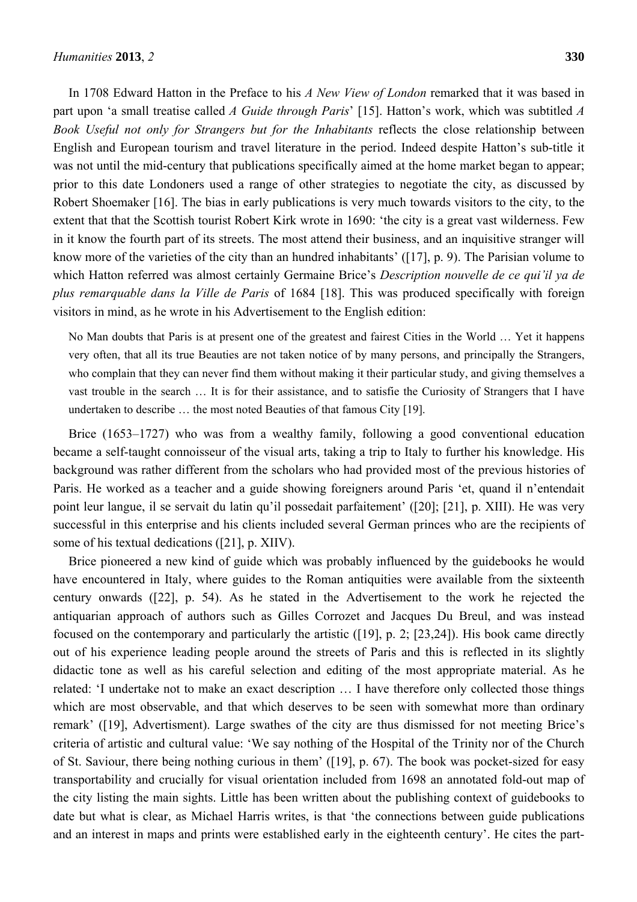In 1708 Edward Hatton in the Preface to his *A New View of London* remarked that it was based in part upon 'a small treatise called *A Guide through Paris*' [15]. Hatton's work, which was subtitled *A Book Useful not only for Strangers but for the Inhabitants* reflects the close relationship between English and European tourism and travel literature in the period. Indeed despite Hatton's sub-title it was not until the mid-century that publications specifically aimed at the home market began to appear; prior to this date Londoners used a range of other strategies to negotiate the city, as discussed by Robert Shoemaker [16]. The bias in early publications is very much towards visitors to the city, to the extent that that the Scottish tourist Robert Kirk wrote in 1690: 'the city is a great vast wilderness. Few in it know the fourth part of its streets. The most attend their business, and an inquisitive stranger will know more of the varieties of the city than an hundred inhabitants' ([17], p. 9). The Parisian volume to which Hatton referred was almost certainly Germaine Brice's *Description nouvelle de ce qui'il ya de plus remarquable dans la Ville de Paris* of 1684 [18]. This was produced specifically with foreign visitors in mind, as he wrote in his Advertisement to the English edition:

> No Man doubts that Paris is at present one of the greatest and fairest Cities in the World … Yet it happens very often, that all its true Beauties are not taken notice of by many persons, and principally the Strangers, who complain that they can never find them without making it their particular study, and giving themselves a vast trouble in the search … It is for their assistance, and to satisfie the Curiosity of Strangers that I have undertaken to describe … the most noted Beauties of that famous City [19].

Brice (1653–1727) who was from a wealthy family, following a good conventional education became a self-taught connoisseur of the visual arts, taking a trip to Italy to further his knowledge. His background was rather different from the scholars who had provided most of the previous histories of Paris. He worked as a teacher and a guide showing foreigners around Paris 'et, quand il n'entendait point leur langue, il se servait du latin qu'il possedait parfaitement' ([20]; [21], p. XIII). He was very successful in this enterprise and his clients included several German princes who are the recipients of some of his textual dedications ([21], p. XIIV).

Brice pioneered a new kind of guide which was probably influenced by the guidebooks he would have encountered in Italy, where guides to the Roman antiquities were available from the sixteenth century onwards ([22], p. 54). As he stated in the Advertisement to the work he rejected the antiquarian approach of authors such as Gilles Corrozet and Jacques Du Breul, and was instead focused on the contemporary and particularly the artistic ([19], p. 2; [23,24]). His book came directly out of his experience leading people around the streets of Paris and this is reflected in its slightly didactic tone as well as his careful selection and editing of the most appropriate material. As he related: 'I undertake not to make an exact description … I have therefore only collected those things which are most observable, and that which deserves to be seen with somewhat more than ordinary remark' ([19], Advertisment). Large swathes of the city are thus dismissed for not meeting Brice's criteria of artistic and cultural value: 'We say nothing of the Hospital of the Trinity nor of the Church of St. Saviour, there being nothing curious in them' ([19], p. 67). The book was pocket-sized for easy transportability and crucially for visual orientation included from 1698 an annotated fold-out map of the city listing the main sights. Little has been written about the publishing context of guidebooks to date but what is clear, as Michael Harris writes, is that 'the connections between guide publications and an interest in maps and prints were established early in the eighteenth century'. He cites the part-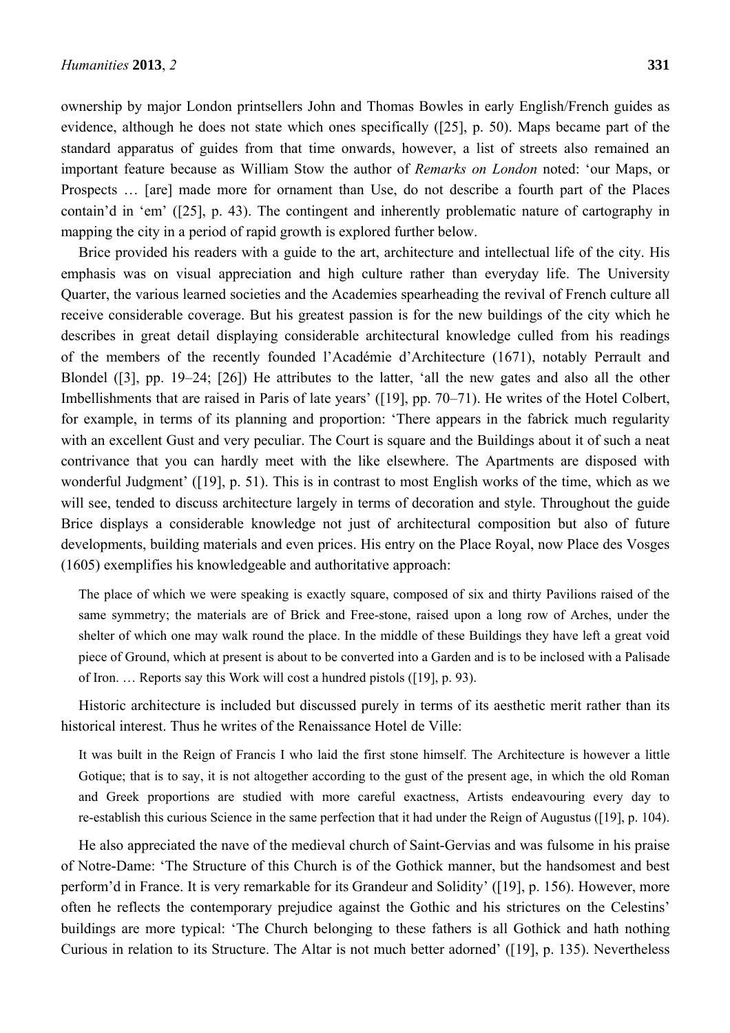ownership by major London printsellers John and Thomas Bowles in early English/French guides as evidence, although he does not state which ones specifically ([25], p. 50). Maps became part of the standard apparatus of guides from that time onwards, however, a list of streets also remained an important feature because as William Stow the author of *Remarks on London* noted: 'our Maps, or Prospects … [are] made more for ornament than Use, do not describe a fourth part of the Places contain'd in 'em' ([25], p. 43). The contingent and inherently problematic nature of cartography in mapping the city in a period of rapid growth is explored further below.

Brice provided his readers with a guide to the art, architecture and intellectual life of the city. His emphasis was on visual appreciation and high culture rather than everyday life. The University Quarter, the various learned societies and the Academies spearheading the revival of French culture all receive considerable coverage. But his greatest passion is for the new buildings of the city which he describes in great detail displaying considerable architectural knowledge culled from his readings of the members of the recently founded l'Académie d'Architecture (1671), notably Perrault and Blondel ([3], pp. 19–24; [26]) He attributes to the latter, 'all the new gates and also all the other Imbellishments that are raised in Paris of late years' ([19], pp. 70–71). He writes of the Hotel Colbert, for example, in terms of its planning and proportion: 'There appears in the fabrick much regularity with an excellent Gust and very peculiar. The Court is square and the Buildings about it of such a neat contrivance that you can hardly meet with the like elsewhere. The Apartments are disposed with wonderful Judgment' ([19], p. 51). This is in contrast to most English works of the time, which as we will see, tended to discuss architecture largely in terms of decoration and style. Throughout the guide Brice displays a considerable knowledge not just of architectural composition but also of future developments, building materials and even prices. His entry on the Place Royal, now Place des Vosges (1605) exemplifies his knowledgeable and authoritative approach:

> The place of which we were speaking is exactly square, composed of six and thirty Pavilions raised of the same symmetry; the materials are of Brick and Free-stone, raised upon a long row of Arches, under the shelter of which one may walk round the place. In the middle of these Buildings they have left a great void piece of Ground, which at present is about to be converted into a Garden and is to be inclosed with a Palisade of Iron. … Reports say this Work will cost a hundred pistols ([19], p. 93).

Historic architecture is included but discussed purely in terms of its aesthetic merit rather than its historical interest. Thus he writes of the Renaissance Hotel de Ville:

> It was built in the Reign of Francis I who laid the first stone himself. The Architecture is however a little Gotique; that is to say, it is not altogether according to the gust of the present age, in which the old Roman and Greek proportions are studied with more careful exactness, Artists endeavouring every day to re-establish this curious Science in the same perfection that it had under the Reign of Augustus ([19], p. 104).

He also appreciated the nave of the medieval church of Saint-Gervias and was fulsome in his praise of Notre-Dame: 'The Structure of this Church is of the Gothick manner, but the handsomest and best perform'd in France. It is very remarkable for its Grandeur and Solidity' ([19], p. 156). However, more often he reflects the contemporary prejudice against the Gothic and his strictures on the Celestins' buildings are more typical: 'The Church belonging to these fathers is all Gothick and hath nothing Curious in relation to its Structure. The Altar is not much better adorned' ([19], p. 135). Nevertheless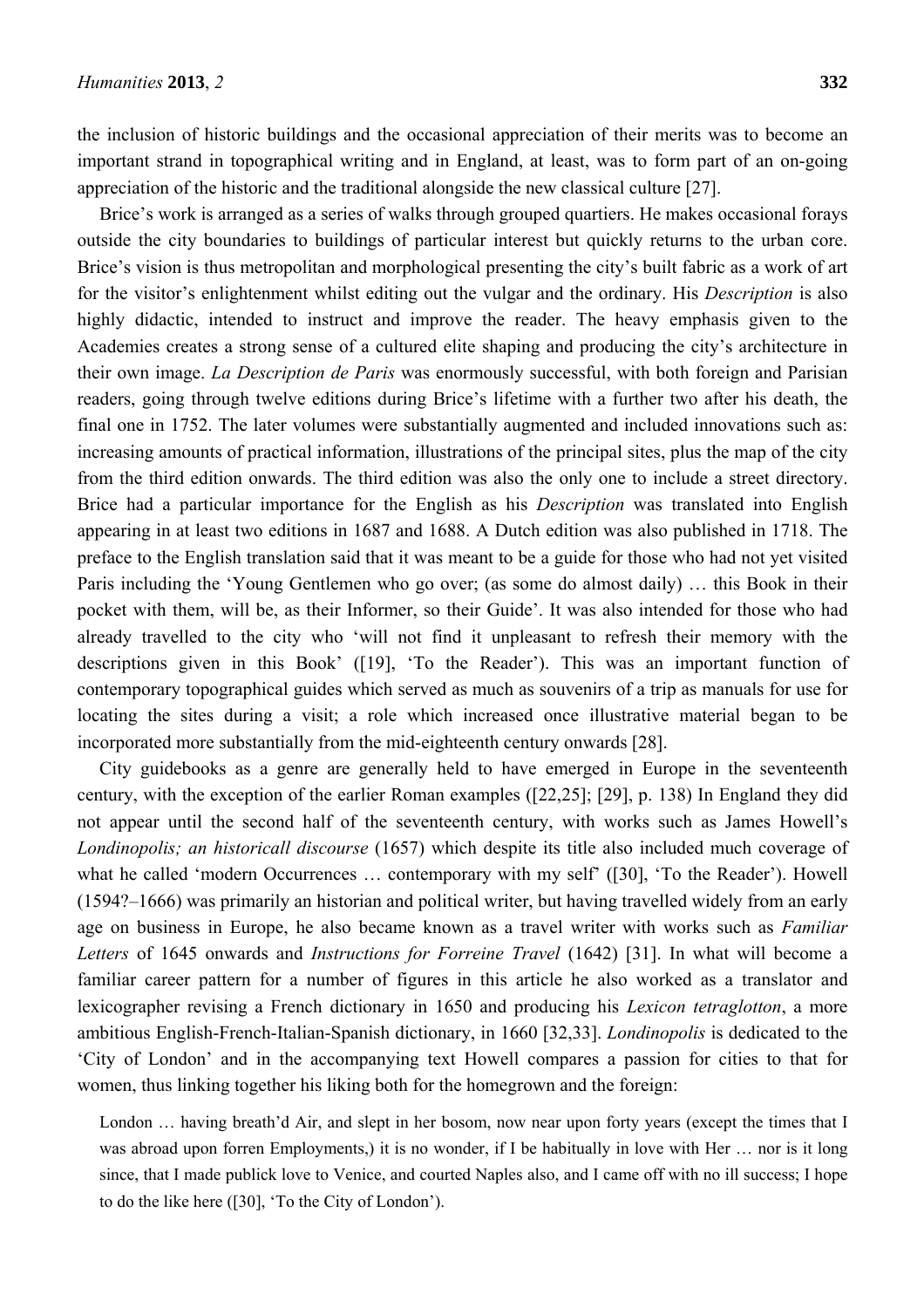the inclusion of historic buildings and the occasional appreciation of their merits was to become an important strand in topographical writing and in England, at least, was to form part of an on-going appreciation of the historic and the traditional alongside the new classical culture [27].

Brice's work is arranged as a series of walks through grouped quartiers. He makes occasional forays outside the city boundaries to buildings of particular interest but quickly returns to the urban core. Brice's vision is thus metropolitan and morphological presenting the city's built fabric as a work of art for the visitor's enlightenment whilst editing out the vulgar and the ordinary. His *Description* is also highly didactic, intended to instruct and improve the reader. The heavy emphasis given to the Academies creates a strong sense of a cultured elite shaping and producing the city's architecture in their own image. *La Description de Paris* was enormously successful, with both foreign and Parisian readers, going through twelve editions during Brice's lifetime with a further two after his death, the final one in 1752. The later volumes were substantially augmented and included innovations such as: increasing amounts of practical information, illustrations of the principal sites, plus the map of the city from the third edition onwards. The third edition was also the only one to include a street directory. Brice had a particular importance for the English as his *Description* was translated into English appearing in at least two editions in 1687 and 1688. A Dutch edition was also published in 1718. The preface to the English translation said that it was meant to be a guide for those who had not yet visited Paris including the 'Young Gentlemen who go over; (as some do almost daily) … this Book in their pocket with them, will be, as their Informer, so their Guide'. It was also intended for those who had already travelled to the city who 'will not find it unpleasant to refresh their memory with the descriptions given in this Book' ([19], 'To the Reader'). This was an important function of contemporary topographical guides which served as much as souvenirs of a trip as manuals for use for locating the sites during a visit; a role which increased once illustrative material began to be incorporated more substantially from the mid-eighteenth century onwards [28].

City guidebooks as a genre are generally held to have emerged in Europe in the seventeenth century, with the exception of the earlier Roman examples ([22,25]; [29], p. 138) In England they did not appear until the second half of the seventeenth century, with works such as James Howell's *Londinopolis; an historicall discourse* (1657) which despite its title also included much coverage of what he called 'modern Occurrences … contemporary with my self' ([30], 'To the Reader'). Howell (1594?–1666) was primarily an historian and political writer, but having travelled widely from an early age on business in Europe, he also became known as a travel writer with works such as *Familiar Letters* of 1645 onwards and *Instructions for Forreine Travel* (1642) [31]. In what will become a familiar career pattern for a number of figures in this article he also worked as a translator and lexicographer revising a French dictionary in 1650 and producing his *Lexicon tetraglotton*, a more ambitious English-French-Italian-Spanish dictionary, in 1660 [32,33]. *Londinopolis* is dedicated to the 'City of London' and in the accompanying text Howell compares a passion for cities to that for women, thus linking together his liking both for the homegrown and the foreign:

> London … having breath'd Air, and slept in her bosom, now near upon forty years (except the times that I was abroad upon forren Employments,) it is no wonder, if I be habitually in love with Her … nor is it long since, that I made publick love to Venice, and courted Naples also, and I came off with no ill success; I hope to do the like here ([30], 'To the City of London').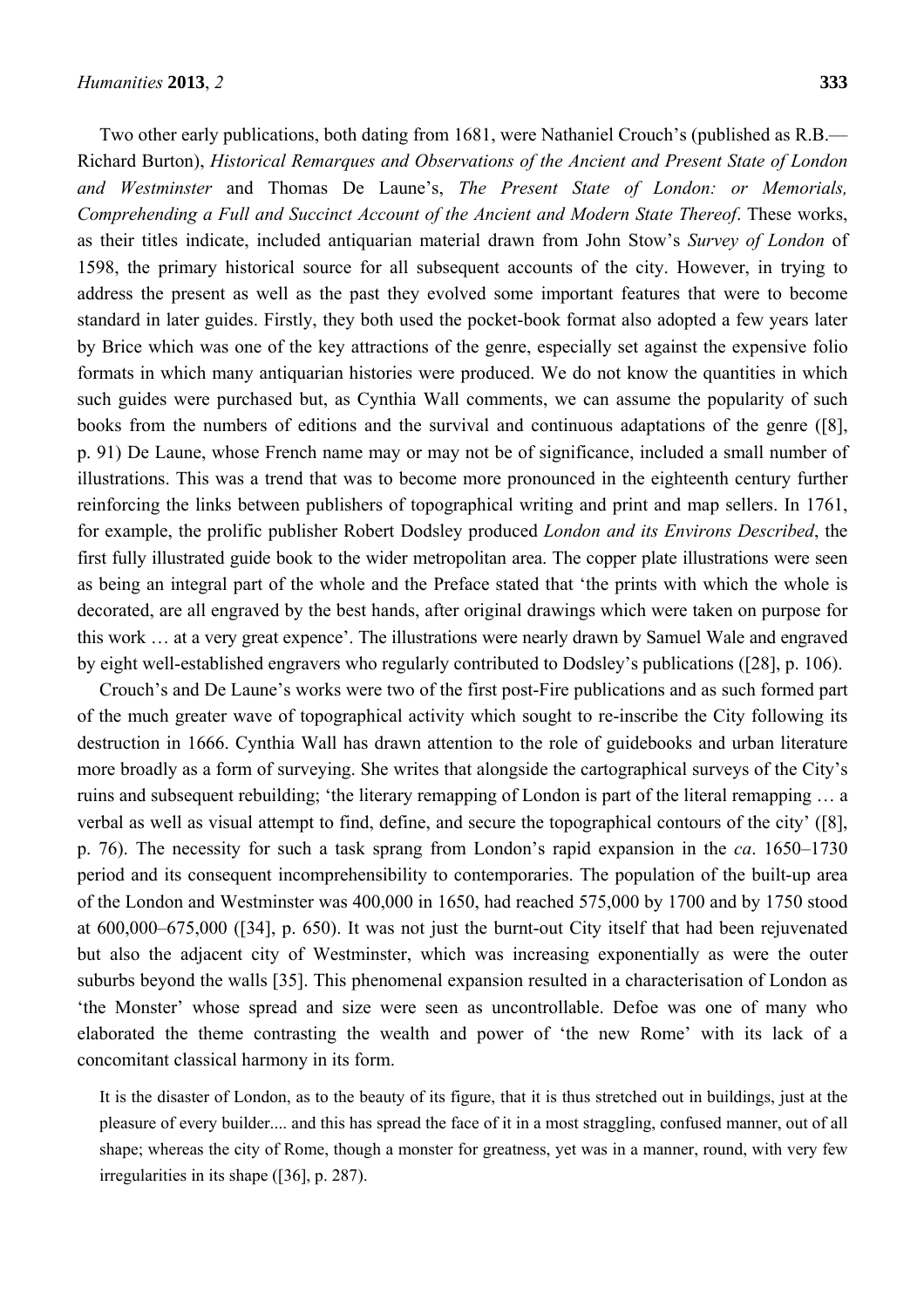Two other early publications, both dating from 1681, were Nathaniel Crouch's (published as R.B.—Richard Burton), *Historical Remarques and Observations of the Ancient and Present State of London and Westminster* and Thomas De Laune's, *The Present State of London: or Memorials, Comprehending a Full and Succinct Account of the Ancient and Modern State Thereof*. These works, as their titles indicate, included antiquarian material drawn from John Stow's *Survey of London* of 1598, the primary historical source for all subsequent accounts of the city. However, in trying to address the present as well as the past they evolved some important features that were to become standard in later guides. Firstly, they both used the pocket-book format also adopted a few years later by Brice which was one of the key attractions of the genre, especially set against the expensive folio formats in which many antiquarian histories were produced. We do not know the quantities in which such guides were purchased but, as Cynthia Wall comments, we can assume the popularity of such books from the numbers of editions and the survival and continuous adaptations of the genre ([8], p. 91) De Laune, whose French name may or may not be of significance, included a small number of illustrations. This was a trend that was to become more pronounced in the eighteenth century further reinforcing the links between publishers of topographical writing and print and map sellers. In 1761, for example, the prolific publisher Robert Dodsley produced *London and its Environs Described*, the first fully illustrated guide book to the wider metropolitan area. The copper plate illustrations were seen as being an integral part of the whole and the Preface stated that 'the prints with which the whole is decorated, are all engraved by the best hands, after original drawings which were taken on purpose for this work … at a very great expence'. The illustrations were nearly drawn by Samuel Wale and engraved by eight well-established engravers who regularly contributed to Dodsley's publications ([28], p. 106).

Crouch's and De Laune's works were two of the first post-Fire publications and as such formed part of the much greater wave of topographical activity which sought to re-inscribe the City following its destruction in 1666. Cynthia Wall has drawn attention to the role of guidebooks and urban literature more broadly as a form of surveying. She writes that alongside the cartographical surveys of the City's ruins and subsequent rebuilding; 'the literary remapping of London is part of the literal remapping … a verbal as well as visual attempt to find, define, and secure the topographical contours of the city' ([8], p. 76). The necessity for such a task sprang from London's rapid expansion in the *ca*. 1650–1730 period and its consequent incomprehensibility to contemporaries. The population of the built-up area of the London and Westminster was 400,000 in 1650, had reached 575,000 by 1700 and by 1750 stood at 600,000–675,000 ([34], p. 650). It was not just the burnt-out City itself that had been rejuvenated but also the adjacent city of Westminster, which was increasing exponentially as were the outer suburbs beyond the walls [35]. This phenomenal expansion resulted in a characterisation of London as 'the Monster' whose spread and size were seen as uncontrollable. Defoe was one of many who elaborated the theme contrasting the wealth and power of 'the new Rome' with its lack of a concomitant classical harmony in its form.

> It is the disaster of London, as to the beauty of its figure, that it is thus stretched out in buildings, just at the pleasure of every builder.... and this has spread the face of it in a most straggling, confused manner, out of all shape; whereas the city of Rome, though a monster for greatness, yet was in a manner, round, with very few irregularities in its shape ([36], p. 287).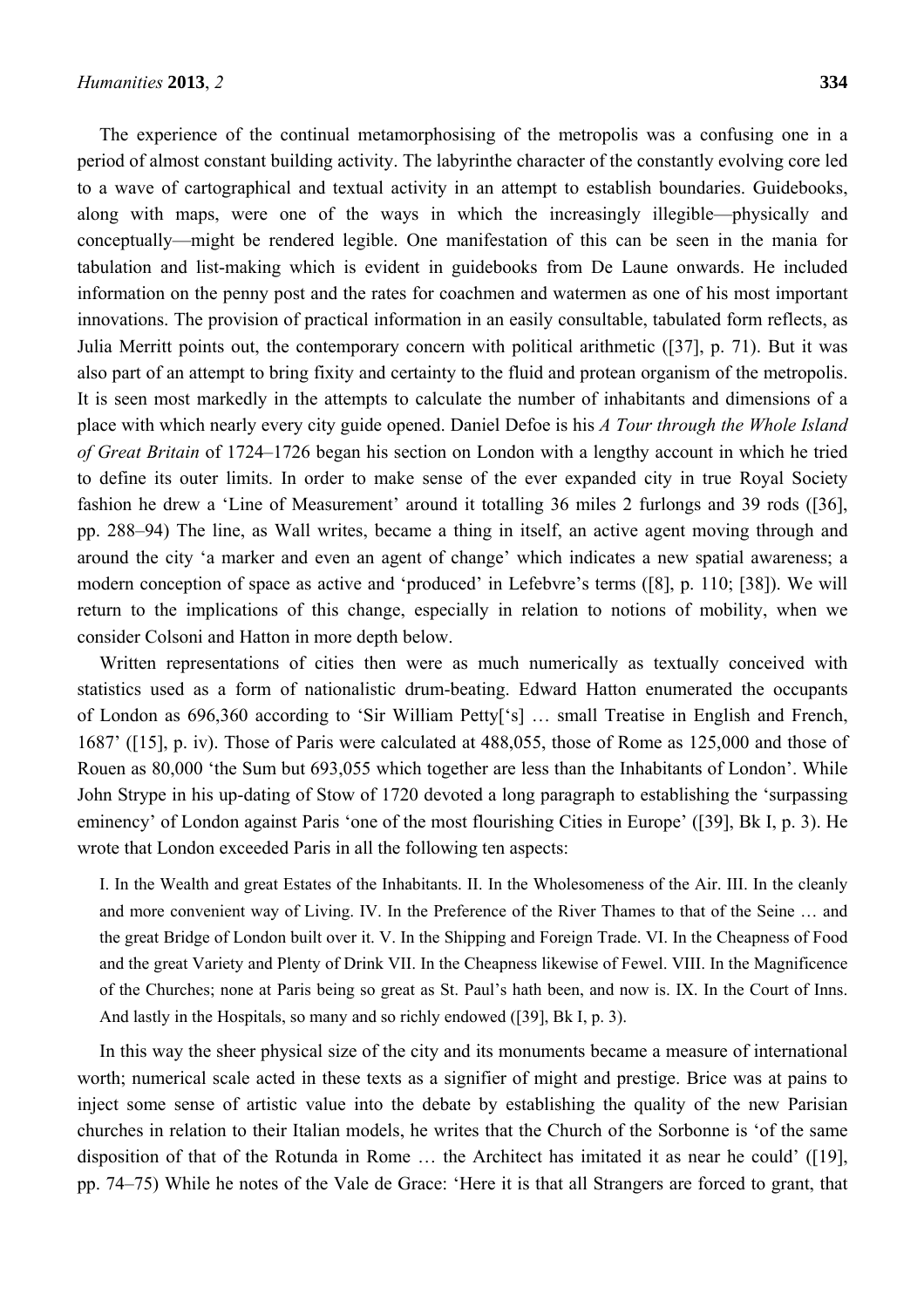The experience of the continual metamorphosising of the metropolis was a confusing one in a period of almost constant building activity. The labyrinthe character of the constantly evolving core led to a wave of cartographical and textual activity in an attempt to establish boundaries. Guidebooks, along with maps, were one of the ways in which the increasingly illegible—physically and conceptually—might be rendered legible. One manifestation of this can be seen in the mania for tabulation and list-making which is evident in guidebooks from De Laune onwards. He included information on the penny post and the rates for coachmen and watermen as one of his most important innovations. The provision of practical information in an easily consultable, tabulated form reflects, as Julia Merritt points out, the contemporary concern with political arithmetic ([37], p. 71). But it was also part of an attempt to bring fixity and certainty to the fluid and protean organism of the metropolis. It is seen most markedly in the attempts to calculate the number of inhabitants and dimensions of a place with which nearly every city guide opened. Daniel Defoe is his *A Tour through the Whole Island of Great Britain* of 1724–1726 began his section on London with a lengthy account in which he tried to define its outer limits. In order to make sense of the ever expanded city in true Royal Society fashion he drew a 'Line of Measurement' around it totalling 36 miles 2 furlongs and 39 rods ([36], pp. 288–94) The line, as Wall writes, became a thing in itself, an active agent moving through and around the city 'a marker and even an agent of change' which indicates a new spatial awareness; a modern conception of space as active and 'produced' in Lefebvre's terms ([8], p. 110; [38]). We will return to the implications of this change, especially in relation to notions of mobility, when we consider Colsoni and Hatton in more depth below.

Written representations of cities then were as much numerically as textually conceived with statistics used as a form of nationalistic drum-beating. Edward Hatton enumerated the occupants of London as 696,360 according to 'Sir William Petty['s] … small Treatise in English and French, 1687' ([15], p. iv). Those of Paris were calculated at 488,055, those of Rome as 125,000 and those of Rouen as 80,000 'the Sum but 693,055 which together are less than the Inhabitants of London'. While John Strype in his up-dating of Stow of 1720 devoted a long paragraph to establishing the 'surpassing eminency' of London against Paris 'one of the most flourishing Cities in Europe' ([39], Bk I, p. 3). He wrote that London exceeded Paris in all the following ten aspects:

> I. In the Wealth and great Estates of the Inhabitants. II. In the Wholesomeness of the Air. III. In the cleanly and more convenient way of Living. IV. In the Preference of the River Thames to that of the Seine … and the great Bridge of London built over it. V. In the Shipping and Foreign Trade. VI. In the Cheapness of Food and the great Variety and Plenty of Drink VII. In the Cheapness likewise of Fewel. VIII. In the Magnificence of the Churches; none at Paris being so great as St. Paul's hath been, and now is. IX. In the Court of Inns. And lastly in the Hospitals, so many and so richly endowed ([39], Bk I, p. 3).

In this way the sheer physical size of the city and its monuments became a measure of international worth; numerical scale acted in these texts as a signifier of might and prestige. Brice was at pains to inject some sense of artistic value into the debate by establishing the quality of the new Parisian churches in relation to their Italian models, he writes that the Church of the Sorbonne is 'of the same disposition of that of the Rotunda in Rome … the Architect has imitated it as near he could' ([19], pp. 74–75) While he notes of the Vale de Grace: 'Here it is that all Strangers are forced to grant, that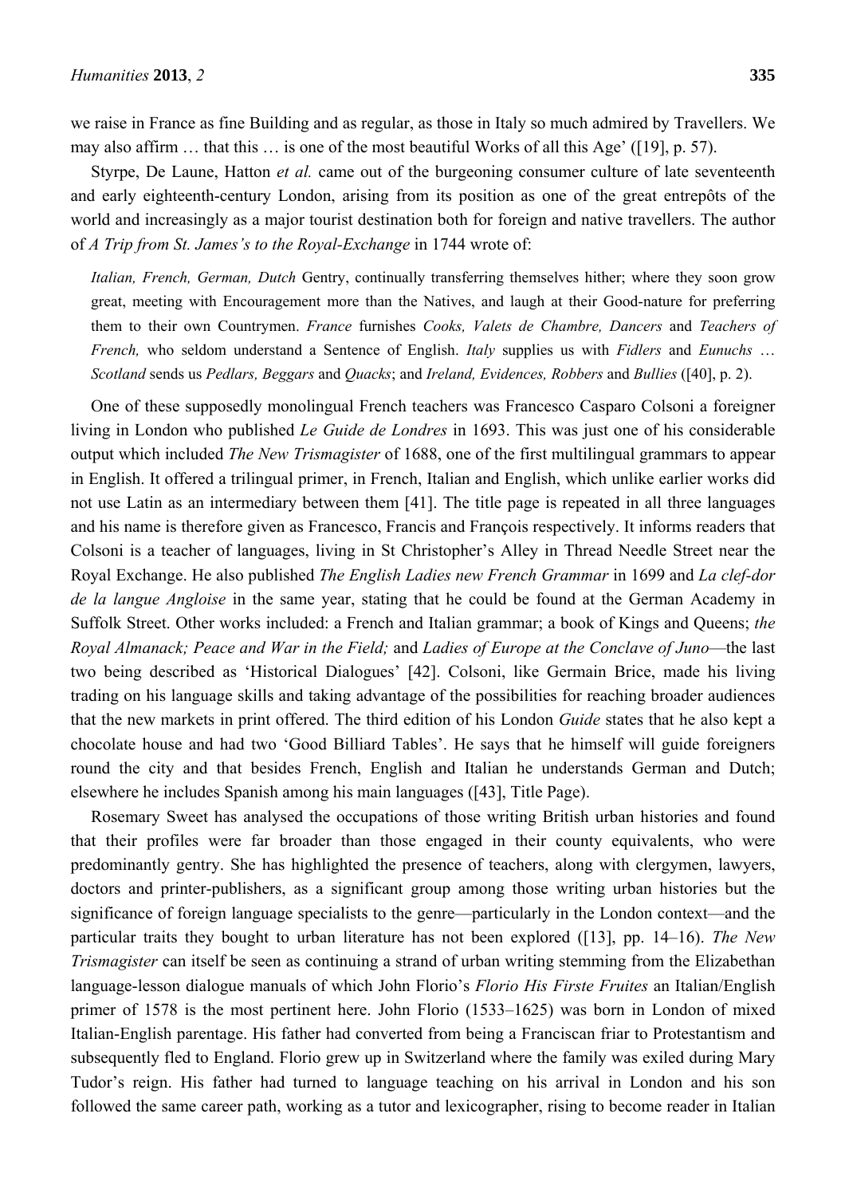we raise in France as fine Building and as regular, as those in Italy so much admired by Travellers. We may also affirm … that this … is one of the most beautiful Works of all this Age' ([19], p. 57).

Styrpe, De Laune, Hatton *et al.* came out of the burgeoning consumer culture of late seventeenth and early eighteenth-century London, arising from its position as one of the great entrepôts of the world and increasingly as a major tourist destination both for foreign and native travellers. The author of *A Trip from St. James's to the Royal-Exchange* in 1744 wrote of:

> *Italian, French, German, Dutch* Gentry, continually transferring themselves hither; where they soon grow great, meeting with Encouragement more than the Natives, and laugh at their Good-nature for preferring them to their own Countrymen. *France* furnishes *Cooks, Valets de Chambre, Dancers* and *Teachers of French,* who seldom understand a Sentence of English. *Italy* supplies us with *Fidlers* and *Eunuchs* … *Scotland* sends us *Pedlars, Beggars* and *Quacks*; and *Ireland, Evidences, Robbers* and *Bullies* ([40], p. 2).

One of these supposedly monolingual French teachers was Francesco Casparo Colsoni a foreigner living in London who published *Le Guide de Londres* in 1693. This was just one of his considerable output which included *The New Trismagister* of 1688, one of the first multilingual grammars to appear in English. It offered a trilingual primer, in French, Italian and English, which unlike earlier works did not use Latin as an intermediary between them [41]. The title page is repeated in all three languages and his name is therefore given as Francesco, Francis and François respectively. It informs readers that Colsoni is a teacher of languages, living in St Christopher's Alley in Thread Needle Street near the Royal Exchange. He also published *The English Ladies new French Grammar* in 1699 and *La clef-dor de la langue Angloise* in the same year, stating that he could be found at the German Academy in Suffolk Street. Other works included: a French and Italian grammar; a book of Kings and Queens; *the Royal Almanack; Peace and War in the Field;* and *Ladies of Europe at the Conclave of Juno*—the last two being described as 'Historical Dialogues' [42]. Colsoni, like Germain Brice, made his living trading on his language skills and taking advantage of the possibilities for reaching broader audiences that the new markets in print offered. The third edition of his London *Guide* states that he also kept a chocolate house and had two 'Good Billiard Tables'. He says that he himself will guide foreigners round the city and that besides French, English and Italian he understands German and Dutch; elsewhere he includes Spanish among his main languages ([43], Title Page).

Rosemary Sweet has analysed the occupations of those writing British urban histories and found that their profiles were far broader than those engaged in their county equivalents, who were predominantly gentry. She has highlighted the presence of teachers, along with clergymen, lawyers, doctors and printer-publishers, as a significant group among those writing urban histories but the significance of foreign language specialists to the genre—particularly in the London context—and the particular traits they bought to urban literature has not been explored ([13], pp. 14–16). *The New Trismagister* can itself be seen as continuing a strand of urban writing stemming from the Elizabethan language-lesson dialogue manuals of which John Florio's *Florio His Firste Fruites* an Italian/English primer of 1578 is the most pertinent here. John Florio (1533–1625) was born in London of mixed Italian-English parentage. His father had converted from being a Franciscan friar to Protestantism and subsequently fled to England. Florio grew up in Switzerland where the family was exiled during Mary Tudor's reign. His father had turned to language teaching on his arrival in London and his son followed the same career path, working as a tutor and lexicographer, rising to become reader in Italian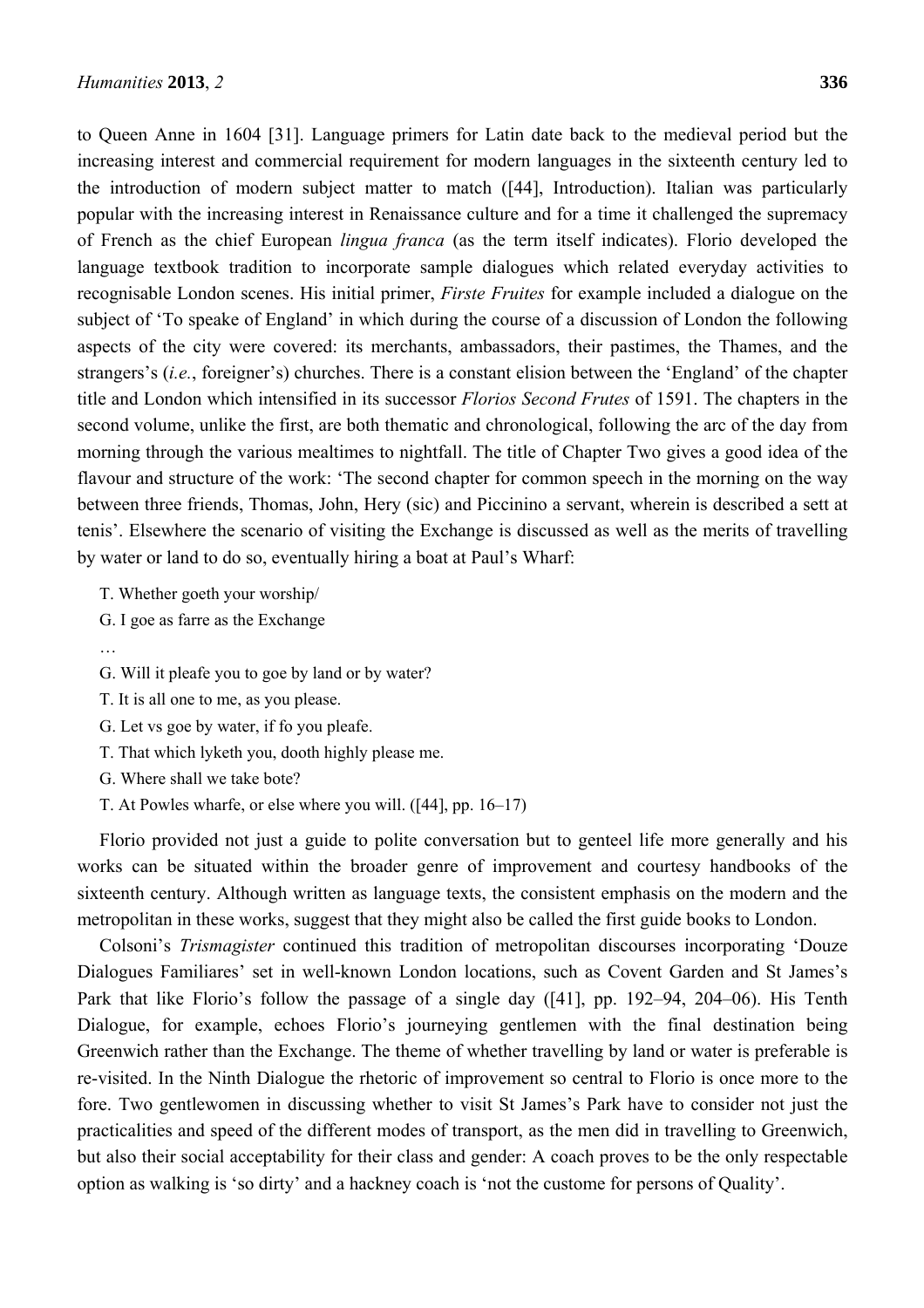to Queen Anne in 1604 [31]. Language primers for Latin date back to the medieval period but the increasing interest and commercial requirement for modern languages in the sixteenth century led to the introduction of modern subject matter to match ([44], Introduction). Italian was particularly popular with the increasing interest in Renaissance culture and for a time it challenged the supremacy of French as the chief European *lingua franca* (as the term itself indicates). Florio developed the language textbook tradition to incorporate sample dialogues which related everyday activities to recognisable London scenes. His initial primer, *Firste Fruites* for example included a dialogue on the subject of 'To speake of England' in which during the course of a discussion of London the following aspects of the city were covered: its merchants, ambassadors, their pastimes, the Thames, and the strangers's (*i.e.*, foreigner's) churches. There is a constant elision between the 'England' of the chapter title and London which intensified in its successor *Florios Second Frutes* of 1591. The chapters in the second volume, unlike the first, are both thematic and chronological, following the arc of the day from morning through the various mealtimes to nightfall. The title of Chapter Two gives a good idea of the flavour and structure of the work: 'The second chapter for common speech in the morning on the way between three friends, Thomas, John, Hery (sic) and Piccinino a servant, wherein is described a sett at tenis'. Elsewhere the scenario of visiting the Exchange is discussed as well as the merits of travelling by water or land to do so, eventually hiring a boat at Paul's Wharf:

T. Whether goeth your worship/

G. I goe as farre as the Exchange

…

G. Will it pleafe you to goe by land or by water?

T. It is all one to me, as you please.

G. Let vs goe by water, if fo you pleafe.

T. That which lyketh you, dooth highly please me.

G. Where shall we take bote?

T. At Powles wharfe, or else where you will. ([44], pp. 16–17)

Florio provided not just a guide to polite conversation but to genteel life more generally and his works can be situated within the broader genre of improvement and courtesy handbooks of the sixteenth century. Although written as language texts, the consistent emphasis on the modern and the metropolitan in these works, suggest that they might also be called the first guide books to London.

Colsoni's *Trismagister* continued this tradition of metropolitan discourses incorporating 'Douze Dialogues Familiares' set in well-known London locations, such as Covent Garden and St James's Park that like Florio's follow the passage of a single day ([41], pp. 192–94, 204–06). His Tenth Dialogue, for example, echoes Florio's journeying gentlemen with the final destination being Greenwich rather than the Exchange. The theme of whether travelling by land or water is preferable is re-visited. In the Ninth Dialogue the rhetoric of improvement so central to Florio is once more to the fore. Two gentlewomen in discussing whether to visit St James's Park have to consider not just the practicalities and speed of the different modes of transport, as the men did in travelling to Greenwich, but also their social acceptability for their class and gender: A coach proves to be the only respectable option as walking is 'so dirty' and a hackney coach is 'not the custome for persons of Quality'.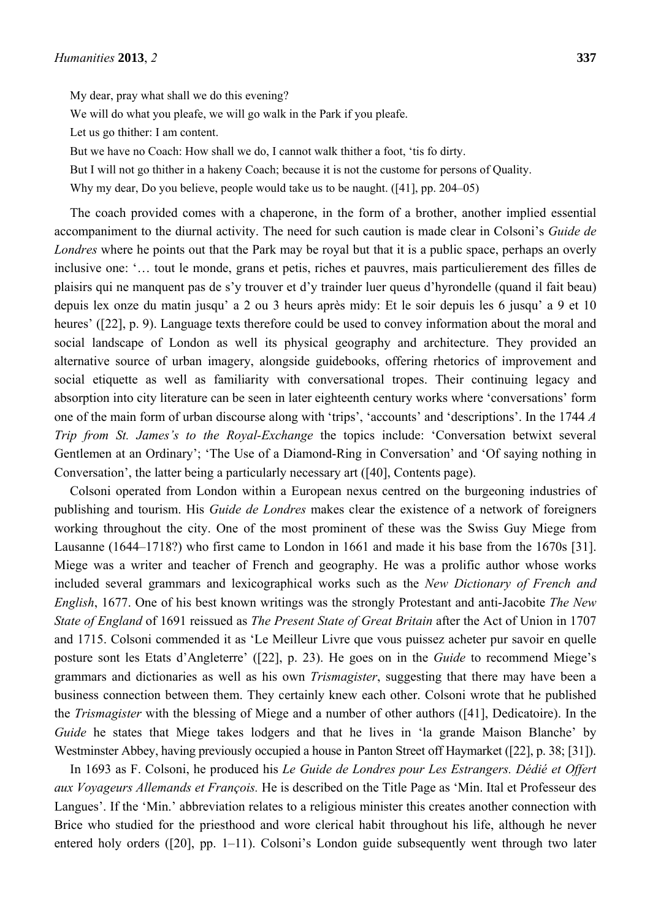My dear, pray what shall we do this evening?

We will do what you pleafe, we will go walk in the Park if you pleafe.

Let us go thither: I am content.

But we have no Coach: How shall we do, I cannot walk thither a foot, 'tis fo dirty.

But I will not go thither in a hakeny Coach; because it is not the custome for persons of Quality.

Why my dear, Do you believe, people would take us to be naught. ([41], pp. 204–05)

The coach provided comes with a chaperone, in the form of a brother, another implied essential accompaniment to the diurnal activity. The need for such caution is made clear in Colsoni's *Guide de Londres* where he points out that the Park may be royal but that it is a public space, perhaps an overly inclusive one: '… tout le monde, grans et petis, riches et pauvres, mais particulierement des filles de plaisirs qui ne manquent pas de s'y trouver et d'y traindre luer queus d'hyrondelle (quand il fait beau) depuis lex onze du matin jusqu' a 2 ou 3 heurs après midy: Et le soir depuis les 6 jusqu' a 9 et 10 heures' ([22], p. 9). Language texts therefore could be used to convey information about the moral and social landscape of London as well its physical geography and architecture. They provided an alternative source of urban imagery, alongside guidebooks, offering rhetorics of improvement and social etiquette as well as familiarity with conversational tropes. Their continuing legacy and absorption into city literature can be seen in later eighteenth century works where 'conversations' form one of the main form of urban discourse along with 'trips', 'accounts' and 'descriptions'. In the 1744 *A Trip from St. James's to the Royal-Exchange* the topics include: 'Conversation betwixt several Gentlemen at an Ordinary'; 'The Use of a Diamond-Ring in Conversation' and 'Of saying nothing in Conversation', the latter being a particularly necessary art ([40], Contents page).

Colsoni operated from London within a European nexus centred on the burgeoning industries of publishing and tourism. His *Guide de Londres* makes clear the existence of a network of foreigners working throughout the city. One of the most prominent of these was the Swiss Guy Miege from Lausanne (1644–1718?) who first came to London in 1661 and made it his base from the 1670s [31]. Miege was a writer and teacher of French and geography. He was a prolific author whose works included several grammars and lexicographical works such as the *New Dictionary of French and English*, 1677. One of his best known writings was the strongly Protestant and anti-Jacobite *The New State of England* of 1691 reissued as *The Present State of Great Britain* after the Act of Union in 1707 and 1715. Colsoni commended it as 'Le Meilleur Livre que vous puissez acheter pur savoir en quelle posture sont les Etats d'Angleterre' ([22], p. 23). He goes on in the *Guide* to recommend Miege's grammars and dictionaries as well as his own *Trismagister*, suggesting that there may have been a business connection between them. They certainly knew each other. Colsoni wrote that he published the *Trismagister* with the blessing of Miege and a number of other authors ([41], Dedicatoire). In the *Guide* he states that Miege takes lodgers and that he lives in 'la grande Maison Blanche' by Westminster Abbey, having previously occupied a house in Panton Street off Haymarket ([22], p. 38; [31]).

In 1693 as F. Colsoni, he produced his *Le Guide de Londres pour Les Estrangers. Dédié et Offert aux Voyageurs Allemands et François.* He is described on the Title Page as 'Min. Ital et Professeur des Langues'. If the 'Min.' abbreviation relates to a religious minister this creates another connection with Brice who studied for the priesthood and wore clerical habit throughout his life, although he never entered holy orders ([20], pp. 1–11). Colsoni's London guide subsequently went through two later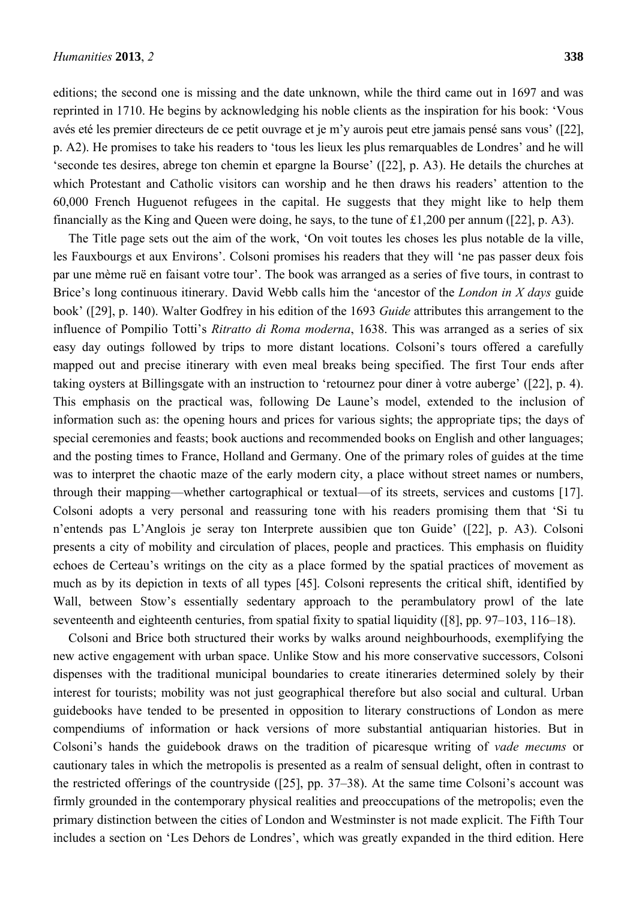editions; the second one is missing and the date unknown, while the third came out in 1697 and was reprinted in 1710. He begins by acknowledging his noble clients as the inspiration for his book: 'Vous avés eté les premier directeurs de ce petit ouvrage et je m'y aurois peut etre jamais pensé sans vous' ([22], p. A2). He promises to take his readers to 'tous les lieux les plus remarquables de Londres' and he will 'seconde tes desires, abrege ton chemin et epargne la Bourse' ([22], p. A3). He details the churches at which Protestant and Catholic visitors can worship and he then draws his readers' attention to the 60,000 French Huguenot refugees in the capital. He suggests that they might like to help them financially as the King and Queen were doing, he says, to the tune of £1,200 per annum ([22], p. A3).

The Title page sets out the aim of the work, 'On voit toutes les choses les plus notable de la ville, les Fauxbourgs et aux Environs'. Colsoni promises his readers that they will 'ne pas passer deux fois par une mème ruë en faisant votre tour'. The book was arranged as a series of five tours, in contrast to Brice's long continuous itinerary. David Webb calls him the 'ancestor of the *London in X days* guide book' ([29], p. 140). Walter Godfrey in his edition of the 1693 *Guide* attributes this arrangement to the influence of Pompilio Totti's *Ritratto di Roma moderna*, 1638. This was arranged as a series of six easy day outings followed by trips to more distant locations. Colsoni's tours offered a carefully mapped out and precise itinerary with even meal breaks being specified. The first Tour ends after taking oysters at Billingsgate with an instruction to 'retournez pour diner à votre auberge' ([22], p. 4). This emphasis on the practical was, following De Laune's model, extended to the inclusion of information such as: the opening hours and prices for various sights; the appropriate tips; the days of special ceremonies and feasts; book auctions and recommended books on English and other languages; and the posting times to France, Holland and Germany. One of the primary roles of guides at the time was to interpret the chaotic maze of the early modern city, a place without street names or numbers, through their mapping—whether cartographical or textual—of its streets, services and customs [17]. Colsoni adopts a very personal and reassuring tone with his readers promising them that 'Si tu n'entends pas L'Anglois je seray ton Interprete aussibien que ton Guide' ([22], p. A3). Colsoni presents a city of mobility and circulation of places, people and practices. This emphasis on fluidity echoes de Certeau's writings on the city as a place formed by the spatial practices of movement as much as by its depiction in texts of all types [45]. Colsoni represents the critical shift, identified by Wall, between Stow's essentially sedentary approach to the perambulatory prowl of the late seventeenth and eighteenth centuries, from spatial fixity to spatial liquidity ([8], pp. 97–103, 116–18).

Colsoni and Brice both structured their works by walks around neighbourhoods, exemplifying the new active engagement with urban space. Unlike Stow and his more conservative successors, Colsoni dispenses with the traditional municipal boundaries to create itineraries determined solely by their interest for tourists; mobility was not just geographical therefore but also social and cultural. Urban guidebooks have tended to be presented in opposition to literary constructions of London as mere compendiums of information or hack versions of more substantial antiquarian histories. But in Colsoni's hands the guidebook draws on the tradition of picaresque writing of *vade mecums* or cautionary tales in which the metropolis is presented as a realm of sensual delight, often in contrast to the restricted offerings of the countryside ([25], pp. 37–38). At the same time Colsoni's account was firmly grounded in the contemporary physical realities and preoccupations of the metropolis; even the primary distinction between the cities of London and Westminster is not made explicit. The Fifth Tour includes a section on 'Les Dehors de Londres', which was greatly expanded in the third edition. Here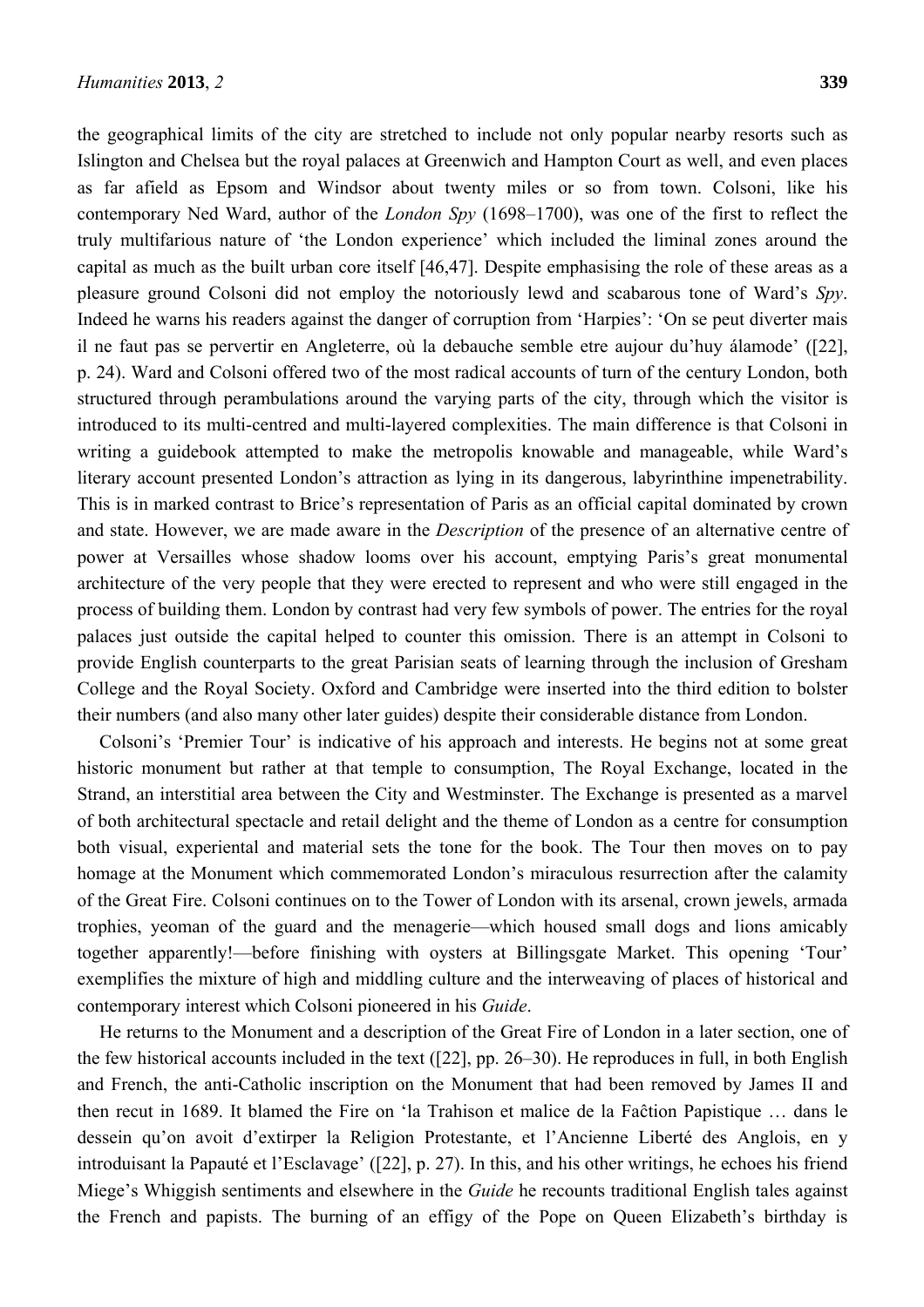the geographical limits of the city are stretched to include not only popular nearby resorts such as Islington and Chelsea but the royal palaces at Greenwich and Hampton Court as well, and even places as far afield as Epsom and Windsor about twenty miles or so from town. Colsoni, like his contemporary Ned Ward, author of the *London Spy* (1698–1700), was one of the first to reflect the truly multifarious nature of 'the London experience' which included the liminal zones around the capital as much as the built urban core itself [46,47]. Despite emphasising the role of these areas as a pleasure ground Colsoni did not employ the notoriously lewd and scabarous tone of Ward's *Spy*. Indeed he warns his readers against the danger of corruption from 'Harpies': 'On se peut diverter mais il ne faut pas se pervertir en Angleterre, où la debauche semble etre aujour du'huy álamode' ([22], p. 24). Ward and Colsoni offered two of the most radical accounts of turn of the century London, both structured through perambulations around the varying parts of the city, through which the visitor is introduced to its multi-centred and multi-layered complexities. The main difference is that Colsoni in writing a guidebook attempted to make the metropolis knowable and manageable, while Ward's literary account presented London's attraction as lying in its dangerous, labyrinthine impenetrability. This is in marked contrast to Brice's representation of Paris as an official capital dominated by crown and state. However, we are made aware in the *Description* of the presence of an alternative centre of power at Versailles whose shadow looms over his account, emptying Paris's great monumental architecture of the very people that they were erected to represent and who were still engaged in the process of building them. London by contrast had very few symbols of power. The entries for the royal palaces just outside the capital helped to counter this omission. There is an attempt in Colsoni to provide English counterparts to the great Parisian seats of learning through the inclusion of Gresham College and the Royal Society. Oxford and Cambridge were inserted into the third edition to bolster their numbers (and also many other later guides) despite their considerable distance from London.

Colsoni's 'Premier Tour' is indicative of his approach and interests. He begins not at some great historic monument but rather at that temple to consumption, The Royal Exchange, located in the Strand, an interstitial area between the City and Westminster. The Exchange is presented as a marvel of both architectural spectacle and retail delight and the theme of London as a centre for consumption both visual, experiental and material sets the tone for the book. The Tour then moves on to pay homage at the Monument which commemorated London's miraculous resurrection after the calamity of the Great Fire. Colsoni continues on to the Tower of London with its arsenal, crown jewels, armada trophies, yeoman of the guard and the menagerie—which housed small dogs and lions amicably together apparently!—before finishing with oysters at Billingsgate Market. This opening 'Tour' exemplifies the mixture of high and middling culture and the interweaving of places of historical and contemporary interest which Colsoni pioneered in his *Guide*.

He returns to the Monument and a description of the Great Fire of London in a later section, one of the few historical accounts included in the text ([22], pp. 26–30). He reproduces in full, in both English and French, the anti-Catholic inscription on the Monument that had been removed by James II and then recut in 1689. It blamed the Fire on 'la Trahison et malice de la Faĉtion Papistique … dans le dessein qu'on avoit d'extirper la Religion Protestante, et l'Ancienne Liberté des Anglois, en y introduisant la Papauté et l'Esclavage' ([22], p. 27). In this, and his other writings, he echoes his friend Miege's Whiggish sentiments and elsewhere in the *Guide* he recounts traditional English tales against the French and papists. The burning of an effigy of the Pope on Queen Elizabeth's birthday is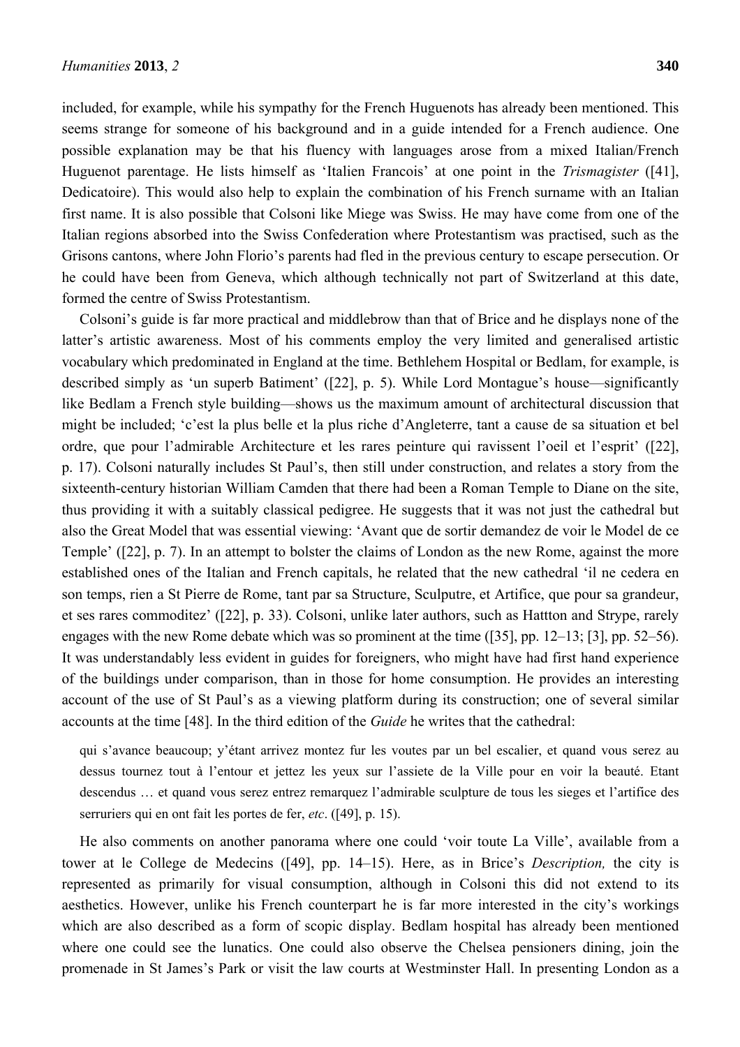included, for example, while his sympathy for the French Huguenots has already been mentioned. This seems strange for someone of his background and in a guide intended for a French audience. One possible explanation may be that his fluency with languages arose from a mixed Italian/French Huguenot parentage. He lists himself as 'Italien Francois' at one point in the *Trismagister* ([41], Dedicatoire). This would also help to explain the combination of his French surname with an Italian first name. It is also possible that Colsoni like Miege was Swiss. He may have come from one of the Italian regions absorbed into the Swiss Confederation where Protestantism was practised, such as the Grisons cantons, where John Florio's parents had fled in the previous century to escape persecution. Or he could have been from Geneva, which although technically not part of Switzerland at this date, formed the centre of Swiss Protestantism.

Colsoni's guide is far more practical and middlebrow than that of Brice and he displays none of the latter's artistic awareness. Most of his comments employ the very limited and generalised artistic vocabulary which predominated in England at the time. Bethlehem Hospital or Bedlam, for example, is described simply as 'un superb Batiment' ([22], p. 5). While Lord Montague's house—significantly like Bedlam a French style building—shows us the maximum amount of architectural discussion that might be included; 'c'est la plus belle et la plus riche d'Angleterre, tant a cause de sa situation et bel ordre, que pour l'admirable Architecture et les rares peinture qui ravissent l'oeil et l'esprit' ([22], p. 17). Colsoni naturally includes St Paul's, then still under construction, and relates a story from the sixteenth-century historian William Camden that there had been a Roman Temple to Diane on the site, thus providing it with a suitably classical pedigree. He suggests that it was not just the cathedral but also the Great Model that was essential viewing: 'Avant que de sortir demandez de voir le Model de ce Temple' ([22], p. 7). In an attempt to bolster the claims of London as the new Rome, against the more established ones of the Italian and French capitals, he related that the new cathedral 'il ne cedera en son temps, rien a St Pierre de Rome, tant par sa Structure, Sculputre, et Artifice, que pour sa grandeur, et ses rares commoditez' ([22], p. 33). Colsoni, unlike later authors, such as Hattton and Strype, rarely engages with the new Rome debate which was so prominent at the time ([35], pp. 12–13; [3], pp. 52–56). It was understandably less evident in guides for foreigners, who might have had first hand experience of the buildings under comparison, than in those for home consumption. He provides an interesting account of the use of St Paul's as a viewing platform during its construction; one of several similar accounts at the time [48]. In the third edition of the *Guide* he writes that the cathedral:

> qui s'avance beaucoup; y'étant arrivez montez fur les voutes par un bel escalier, et quand vous serez au dessus tournez tout à l'entour et jettez les yeux sur l'assiete de la Ville pour en voir la beauté. Etant descendus … et quand vous serez entrez remarquez l'admirable sculpture de tous les sieges et l'artifice des serruriers qui en ont fait les portes de fer, *etc*. ([49], p. 15).

He also comments on another panorama where one could 'voir toute La Ville', available from a tower at le College de Medecins ([49], pp. 14–15). Here, as in Brice's *Description,* the city is represented as primarily for visual consumption, although in Colsoni this did not extend to its aesthetics. However, unlike his French counterpart he is far more interested in the city's workings which are also described as a form of scopic display. Bedlam hospital has already been mentioned where one could see the lunatics. One could also observe the Chelsea pensioners dining, join the promenade in St James's Park or visit the law courts at Westminster Hall. In presenting London as a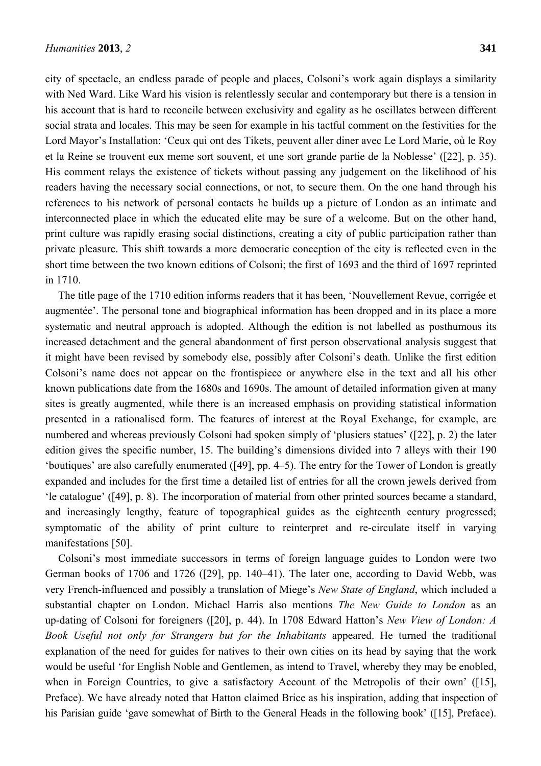city of spectacle, an endless parade of people and places, Colsoni's work again displays a similarity with Ned Ward. Like Ward his vision is relentlessly secular and contemporary but there is a tension in his account that is hard to reconcile between exclusivity and egality as he oscillates between different social strata and locales. This may be seen for example in his tactful comment on the festivities for the Lord Mayor's Installation: 'Ceux qui ont des Tikets, peuvent aller diner avec Le Lord Marie, où le Roy et la Reine se trouvent eux meme sort souvent, et une sort grande partie de la Noblesse' ([22], p. 35). His comment relays the existence of tickets without passing any judgement on the likelihood of his readers having the necessary social connections, or not, to secure them. On the one hand through his references to his network of personal contacts he builds up a picture of London as an intimate and interconnected place in which the educated elite may be sure of a welcome. But on the other hand, print culture was rapidly erasing social distinctions, creating a city of public participation rather than private pleasure. This shift towards a more democratic conception of the city is reflected even in the short time between the two known editions of Colsoni; the first of 1693 and the third of 1697 reprinted in 1710.

The title page of the 1710 edition informs readers that it has been, 'Nouvellement Revue, corrigée et augmentée'. The personal tone and biographical information has been dropped and in its place a more systematic and neutral approach is adopted. Although the edition is not labelled as posthumous its increased detachment and the general abandonment of first person observational analysis suggest that it might have been revised by somebody else, possibly after Colsoni's death. Unlike the first edition Colsoni's name does not appear on the frontispiece or anywhere else in the text and all his other known publications date from the 1680s and 1690s. The amount of detailed information given at many sites is greatly augmented, while there is an increased emphasis on providing statistical information presented in a rationalised form. The features of interest at the Royal Exchange, for example, are numbered and whereas previously Colsoni had spoken simply of 'plusiers statues' ([22], p. 2) the later edition gives the specific number, 15. The building's dimensions divided into 7 alleys with their 190 'boutiques' are also carefully enumerated ([49], pp. 4–5). The entry for the Tower of London is greatly expanded and includes for the first time a detailed list of entries for all the crown jewels derived from 'le catalogue' ([49], p. 8). The incorporation of material from other printed sources became a standard, and increasingly lengthy, feature of topographical guides as the eighteenth century progressed; symptomatic of the ability of print culture to reinterpret and re-circulate itself in varying manifestations [50].

Colsoni's most immediate successors in terms of foreign language guides to London were two German books of 1706 and 1726 ([29], pp. 140–41). The later one, according to David Webb, was very French-influenced and possibly a translation of Miege's *New State of England*, which included a substantial chapter on London. Michael Harris also mentions *The New Guide to London* as an up-dating of Colsoni for foreigners ([20], p. 44). In 1708 Edward Hatton's *New View of London: A Book Useful not only for Strangers but for the Inhabitants* appeared. He turned the traditional explanation of the need for guides for natives to their own cities on its head by saying that the work would be useful 'for English Noble and Gentlemen, as intend to Travel, whereby they may be enobled, when in Foreign Countries, to give a satisfactory Account of the Metropolis of their own' ([15], Preface). We have already noted that Hatton claimed Brice as his inspiration, adding that inspection of his Parisian guide 'gave somewhat of Birth to the General Heads in the following book' ([15], Preface).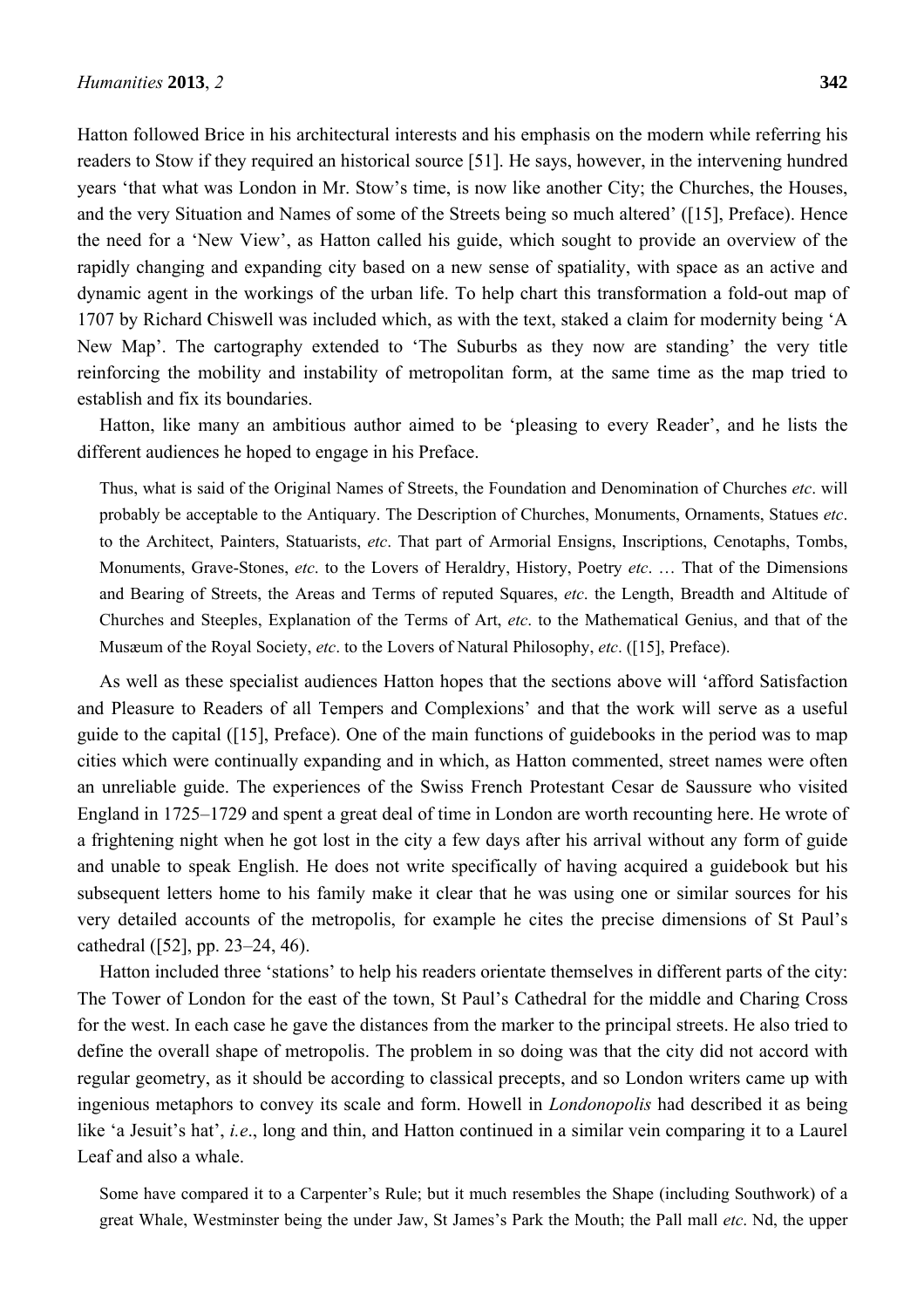Hatton followed Brice in his architectural interests and his emphasis on the modern while referring his readers to Stow if they required an historical source [51]. He says, however, in the intervening hundred years 'that what was London in Mr. Stow's time, is now like another City; the Churches, the Houses, and the very Situation and Names of some of the Streets being so much altered' ([15], Preface). Hence the need for a 'New View', as Hatton called his guide, which sought to provide an overview of the rapidly changing and expanding city based on a new sense of spatiality, with space as an active and dynamic agent in the workings of the urban life. To help chart this transformation a fold-out map of 1707 by Richard Chiswell was included which, as with the text, staked a claim for modernity being 'A New Map'. The cartography extended to 'The Suburbs as they now are standing' the very title reinforcing the mobility and instability of metropolitan form, at the same time as the map tried to establish and fix its boundaries.

Hatton, like many an ambitious author aimed to be 'pleasing to every Reader', and he lists the different audiences he hoped to engage in his Preface.

> Thus, what is said of the Original Names of Streets, the Foundation and Denomination of Churches *etc*. will probably be acceptable to the Antiquary. The Description of Churches, Monuments, Ornaments, Statues *etc*. to the Architect, Painters, Statuarists, *etc*. That part of Armorial Ensigns, Inscriptions, Cenotaphs, Tombs, Monuments, Grave-Stones, *etc*. to the Lovers of Heraldry, History, Poetry *etc*. … That of the Dimensions and Bearing of Streets, the Areas and Terms of reputed Squares, *etc*. the Length, Breadth and Altitude of Churches and Steeples, Explanation of the Terms of Art, *etc*. to the Mathematical Genius, and that of the Musæum of the Royal Society, *etc*. to the Lovers of Natural Philosophy, *etc*. ([15], Preface).

As well as these specialist audiences Hatton hopes that the sections above will 'afford Satisfaction and Pleasure to Readers of all Tempers and Complexions' and that the work will serve as a useful guide to the capital ([15], Preface). One of the main functions of guidebooks in the period was to map cities which were continually expanding and in which, as Hatton commented, street names were often an unreliable guide. The experiences of the Swiss French Protestant Cesar de Saussure who visited England in 1725–1729 and spent a great deal of time in London are worth recounting here. He wrote of a frightening night when he got lost in the city a few days after his arrival without any form of guide and unable to speak English. He does not write specifically of having acquired a guidebook but his subsequent letters home to his family make it clear that he was using one or similar sources for his very detailed accounts of the metropolis, for example he cites the precise dimensions of St Paul's cathedral ([52], pp. 23–24, 46).

Hatton included three 'stations' to help his readers orientate themselves in different parts of the city: The Tower of London for the east of the town, St Paul's Cathedral for the middle and Charing Cross for the west. In each case he gave the distances from the marker to the principal streets. He also tried to define the overall shape of metropolis. The problem in so doing was that the city did not accord with regular geometry, as it should be according to classical precepts, and so London writers came up with ingenious metaphors to convey its scale and form. Howell in *Londonopolis* had described it as being like 'a Jesuit's hat', *i.e*., long and thin, and Hatton continued in a similar vein comparing it to a Laurel Leaf and also a whale.

> Some have compared it to a Carpenter's Rule; but it much resembles the Shape (including Southwork) of a great Whale, Westminster being the under Jaw, St James's Park the Mouth; the Pall mall *etc*. Nd, the upper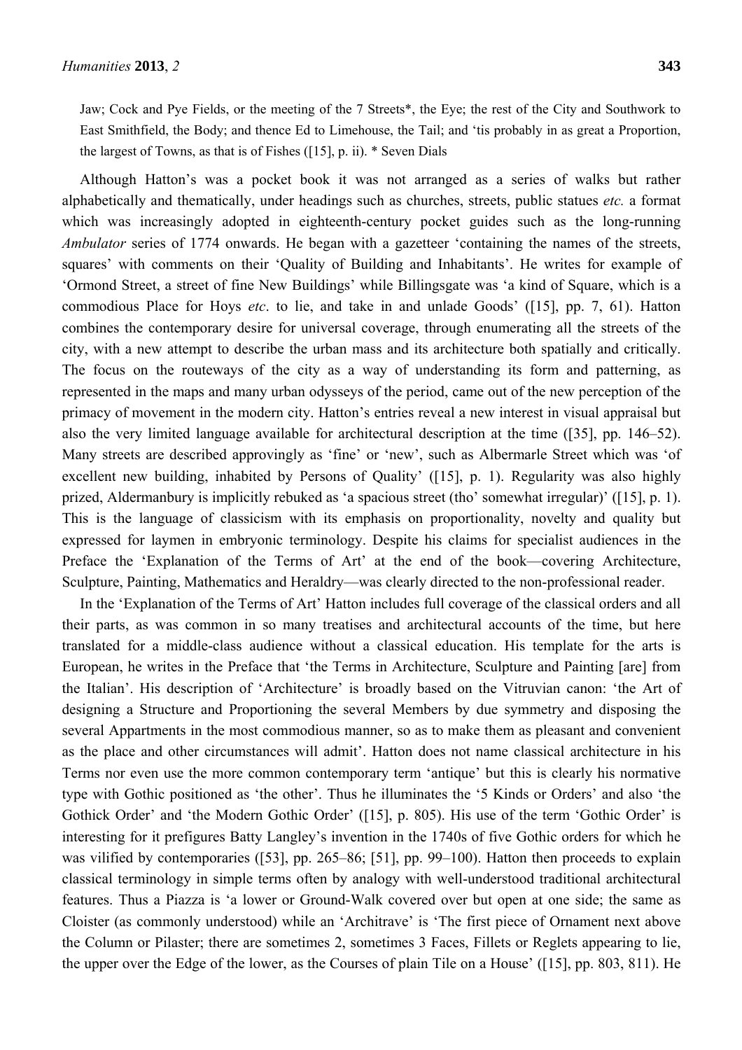Jaw; Cock and Pye Fields, or the meeting of the 7 Streets*, the Eye; the rest of the City and Southwork to East Smithfield, the Body; and thence Ed to Limehouse, the Tail; and 'tis probably in as great a Proportion, the largest of Towns, as that is of Fishes ([15], p. ii). * Seven Dials

Although Hatton's was a pocket book it was not arranged as a series of walks but rather alphabetically and thematically, under headings such as churches, streets, public statues *etc.* a format which was increasingly adopted in eighteenth-century pocket guides such as the long-running *Ambulator* series of 1774 onwards. He began with a gazetteer 'containing the names of the streets, squares' with comments on their 'Quality of Building and Inhabitants'. He writes for example of 'Ormond Street, a street of fine New Buildings' while Billingsgate was 'a kind of Square, which is a commodious Place for Hoys *etc*. to lie, and take in and unlade Goods' ([15], pp. 7, 61). Hatton combines the contemporary desire for universal coverage, through enumerating all the streets of the city, with a new attempt to describe the urban mass and its architecture both spatially and critically. The focus on the routeways of the city as a way of understanding its form and patterning, as represented in the maps and many urban odysseys of the period, came out of the new perception of the primacy of movement in the modern city. Hatton's entries reveal a new interest in visual appraisal but also the very limited language available for architectural description at the time ([35], pp. 146–52). Many streets are described approvingly as 'fine' or 'new', such as Albermarle Street which was 'of excellent new building, inhabited by Persons of Quality' ([15], p. 1). Regularity was also highly prized, Aldermanbury is implicitly rebuked as 'a spacious street (tho' somewhat irregular)' ([15], p. 1). This is the language of classicism with its emphasis on proportionality, novelty and quality but expressed for laymen in embryonic terminology. Despite his claims for specialist audiences in the Preface the 'Explanation of the Terms of Art' at the end of the book—covering Architecture, Sculpture, Painting, Mathematics and Heraldry—was clearly directed to the non-professional reader.

In the 'Explanation of the Terms of Art' Hatton includes full coverage of the classical orders and all their parts, as was common in so many treatises and architectural accounts of the time, but here translated for a middle-class audience without a classical education. His template for the arts is European, he writes in the Preface that 'the Terms in Architecture, Sculpture and Painting [are] from the Italian'. His description of 'Architecture' is broadly based on the Vitruvian canon: 'the Art of designing a Structure and Proportioning the several Members by due symmetry and disposing the several Appartments in the most commodious manner, so as to make them as pleasant and convenient as the place and other circumstances will admit'. Hatton does not name classical architecture in his Terms nor even use the more common contemporary term 'antique' but this is clearly his normative type with Gothic positioned as 'the other'. Thus he illuminates the '5 Kinds or Orders' and also 'the Gothick Order' and 'the Modern Gothic Order' ([15], p. 805). His use of the term 'Gothic Order' is interesting for it prefigures Batty Langley's invention in the 1740s of five Gothic orders for which he was vilified by contemporaries ([53], pp. 265–86; [51], pp. 99–100). Hatton then proceeds to explain classical terminology in simple terms often by analogy with well-understood traditional architectural features. Thus a Piazza is 'a lower or Ground-Walk covered over but open at one side; the same as Cloister (as commonly understood) while an 'Architrave' is 'The first piece of Ornament next above the Column or Pilaster; there are sometimes 2, sometimes 3 Faces, Fillets or Reglets appearing to lie, the upper over the Edge of the lower, as the Courses of plain Tile on a House' ([15], pp. 803, 811). He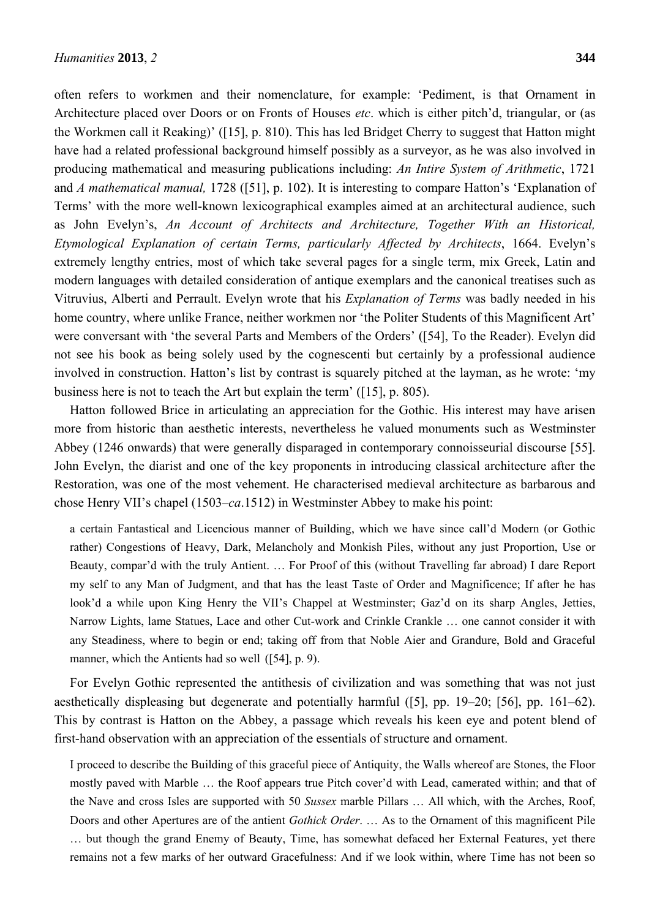often refers to workmen and their nomenclature, for example: 'Pediment, is that Ornament in Architecture placed over Doors or on Fronts of Houses *etc*. which is either pitch'd, triangular, or (as the Workmen call it Reaking)' ([15], p. 810). This has led Bridget Cherry to suggest that Hatton might have had a related professional background himself possibly as a surveyor, as he was also involved in producing mathematical and measuring publications including: *An Intire System of Arithmetic*, 1721 and *A mathematical manual,* 1728 ([51], p. 102). It is interesting to compare Hatton's 'Explanation of Terms' with the more well-known lexicographical examples aimed at an architectural audience, such as John Evelyn's, *An Account of Architects and Architecture, Together With an Historical, Etymological Explanation of certain Terms, particularly Affected by Architects*, 1664. Evelyn's extremely lengthy entries, most of which take several pages for a single term, mix Greek, Latin and modern languages with detailed consideration of antique exemplars and the canonical treatises such as Vitruvius, Alberti and Perrault. Evelyn wrote that his *Explanation of Terms* was badly needed in his home country, where unlike France, neither workmen nor 'the Politer Students of this Magnificent Art' were conversant with 'the several Parts and Members of the Orders' ([54], To the Reader). Evelyn did not see his book as being solely used by the cognescenti but certainly by a professional audience involved in construction. Hatton's list by contrast is squarely pitched at the layman, as he wrote: 'my business here is not to teach the Art but explain the term' ([15], p. 805).

Hatton followed Brice in articulating an appreciation for the Gothic. His interest may have arisen more from historic than aesthetic interests, nevertheless he valued monuments such as Westminster Abbey (1246 onwards) that were generally disparaged in contemporary connoisseurial discourse [55]. John Evelyn, the diarist and one of the key proponents in introducing classical architecture after the Restoration, was one of the most vehement. He characterised medieval architecture as barbarous and chose Henry VII's chapel (1503–*ca*.1512) in Westminster Abbey to make his point:

> a certain Fantastical and Licencious manner of Building, which we have since call'd Modern (or Gothic rather) Congestions of Heavy, Dark, Melancholy and Monkish Piles, without any just Proportion, Use or Beauty, compar'd with the truly Antient. … For Proof of this (without Travelling far abroad) I dare Report my self to any Man of Judgment, and that has the least Taste of Order and Magnificence; If after he has look'd a while upon King Henry the VII's Chappel at Westminster; Gaz'd on its sharp Angles, Jetties, Narrow Lights, lame Statues, Lace and other Cut-work and Crinkle Crankle … one cannot consider it with any Steadiness, where to begin or end; taking off from that Noble Aier and Grandure, Bold and Graceful manner, which the Antients had so well ([54], p. 9).

For Evelyn Gothic represented the antithesis of civilization and was something that was not just aesthetically displeasing but degenerate and potentially harmful ([5], pp. 19–20; [56], pp. 161–62). This by contrast is Hatton on the Abbey, a passage which reveals his keen eye and potent blend of first-hand observation with an appreciation of the essentials of structure and ornament.

> I proceed to describe the Building of this graceful piece of Antiquity, the Walls whereof are Stones, the Floor mostly paved with Marble … the Roof appears true Pitch cover'd with Lead, camerated within; and that of the Nave and cross Isles are supported with 50 *Sussex* marble Pillars … All which, with the Arches, Roof, Doors and other Apertures are of the antient *Gothick Order*. … As to the Ornament of this magnificent Pile … but though the grand Enemy of Beauty, Time, has somewhat defaced her External Features, yet there remains not a few marks of her outward Gracefulness: And if we look within, where Time has not been so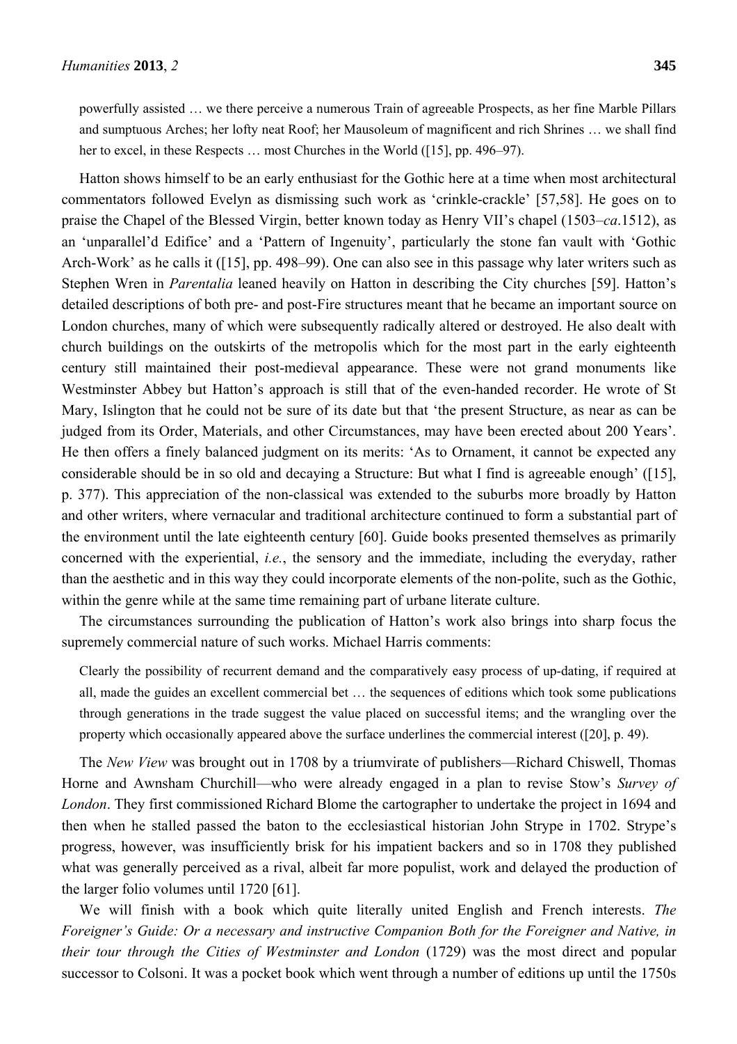> powerfully assisted … we there perceive a numerous Train of agreeable Prospects, as her fine Marble Pillars and sumptuous Arches; her lofty neat Roof; her Mausoleum of magnificent and rich Shrines … we shall find her to excel, in these Respects … most Churches in the World ([15], pp. 496–97).

Hatton shows himself to be an early enthusiast for the Gothic here at a time when most architectural commentators followed Evelyn as dismissing such work as 'crinkle-crackle' [57,58]. He goes on to praise the Chapel of the Blessed Virgin, better known today as Henry VII's chapel (1503–*ca*.1512), as an 'unparallel'd Edifice' and a 'Pattern of Ingenuity', particularly the stone fan vault with 'Gothic Arch-Work' as he calls it ([15], pp. 498–99). One can also see in this passage why later writers such as Stephen Wren in *Parentalia* leaned heavily on Hatton in describing the City churches [59]. Hatton's detailed descriptions of both pre- and post-Fire structures meant that he became an important source on London churches, many of which were subsequently radically altered or destroyed. He also dealt with church buildings on the outskirts of the metropolis which for the most part in the early eighteenth century still maintained their post-medieval appearance. These were not grand monuments like Westminster Abbey but Hatton's approach is still that of the even-handed recorder. He wrote of St Mary, Islington that he could not be sure of its date but that 'the present Structure, as near as can be judged from its Order, Materials, and other Circumstances, may have been erected about 200 Years'. He then offers a finely balanced judgment on its merits: 'As to Ornament, it cannot be expected any considerable should be in so old and decaying a Structure: But what I find is agreeable enough' ([15], p. 377). This appreciation of the non-classical was extended to the suburbs more broadly by Hatton and other writers, where vernacular and traditional architecture continued to form a substantial part of the environment until the late eighteenth century [60]. Guide books presented themselves as primarily concerned with the experiential, *i.e.*, the sensory and the immediate, including the everyday, rather than the aesthetic and in this way they could incorporate elements of the non-polite, such as the Gothic, within the genre while at the same time remaining part of urbane literate culture.

The circumstances surrounding the publication of Hatton's work also brings into sharp focus the supremely commercial nature of such works. Michael Harris comments:

> Clearly the possibility of recurrent demand and the comparatively easy process of up-dating, if required at all, made the guides an excellent commercial bet … the sequences of editions which took some publications through generations in the trade suggest the value placed on successful items; and the wrangling over the property which occasionally appeared above the surface underlines the commercial interest ([20], p. 49).

The *New View* was brought out in 1708 by a triumvirate of publishers—Richard Chiswell, Thomas Horne and Awnsham Churchill—who were already engaged in a plan to revise Stow's *Survey of London*. They first commissioned Richard Blome the cartographer to undertake the project in 1694 and then when he stalled passed the baton to the ecclesiastical historian John Strype in 1702. Strype's progress, however, was insufficiently brisk for his impatient backers and so in 1708 they published what was generally perceived as a rival, albeit far more populist, work and delayed the production of the larger folio volumes until 1720 [61].

We will finish with a book which quite literally united English and French interests. *The Foreigner's Guide: Or a necessary and instructive Companion Both for the Foreigner and Native, in their tour through the Cities of Westminster and London* (1729) was the most direct and popular successor to Colsoni. It was a pocket book which went through a number of editions up until the 1750s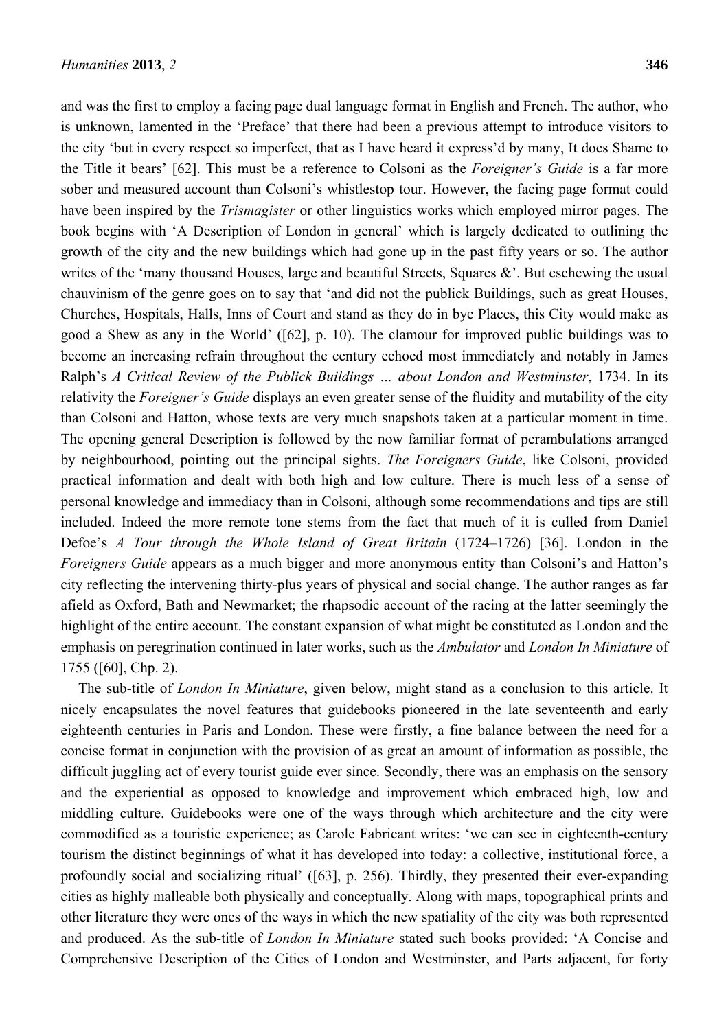and was the first to employ a facing page dual language format in English and French. The author, who is unknown, lamented in the 'Preface' that there had been a previous attempt to introduce visitors to the city 'but in every respect so imperfect, that as I have heard it express'd by many, It does Shame to the Title it bears' [62]. This must be a reference to Colsoni as the *Foreigner's Guide* is a far more sober and measured account than Colsoni's whistlestop tour. However, the facing page format could have been inspired by the *Trismagister* or other linguistics works which employed mirror pages. The book begins with 'A Description of London in general' which is largely dedicated to outlining the growth of the city and the new buildings which had gone up in the past fifty years or so. The author writes of the 'many thousand Houses, large and beautiful Streets, Squares &'. But eschewing the usual chauvinism of the genre goes on to say that 'and did not the publick Buildings, such as great Houses, Churches, Hospitals, Halls, Inns of Court and stand as they do in bye Places, this City would make as good a Shew as any in the World' ([62], p. 10). The clamour for improved public buildings was to become an increasing refrain throughout the century echoed most immediately and notably in James Ralph's *A Critical Review of the Publick Buildings … about London and Westminster*, 1734. In its relativity the *Foreigner's Guide* displays an even greater sense of the fluidity and mutability of the city than Colsoni and Hatton, whose texts are very much snapshots taken at a particular moment in time. The opening general Description is followed by the now familiar format of perambulations arranged by neighbourhood, pointing out the principal sights. *The Foreigners Guide*, like Colsoni, provided practical information and dealt with both high and low culture. There is much less of a sense of personal knowledge and immediacy than in Colsoni, although some recommendations and tips are still included. Indeed the more remote tone stems from the fact that much of it is culled from Daniel Defoe's *A Tour through the Whole Island of Great Britain* (1724–1726) [36]. London in the *Foreigners Guide* appears as a much bigger and more anonymous entity than Colsoni's and Hatton's city reflecting the intervening thirty-plus years of physical and social change. The author ranges as far afield as Oxford, Bath and Newmarket; the rhapsodic account of the racing at the latter seemingly the highlight of the entire account. The constant expansion of what might be constituted as London and the emphasis on peregrination continued in later works, such as the *Ambulator* and *London In Miniature* of 1755 ([60], Chp. 2).

The sub-title of *London In Miniature*, given below, might stand as a conclusion to this article. It nicely encapsulates the novel features that guidebooks pioneered in the late seventeenth and early eighteenth centuries in Paris and London. These were firstly, a fine balance between the need for a concise format in conjunction with the provision of as great an amount of information as possible, the difficult juggling act of every tourist guide ever since. Secondly, there was an emphasis on the sensory and the experiential as opposed to knowledge and improvement which embraced high, low and middling culture. Guidebooks were one of the ways through which architecture and the city were commodified as a touristic experience; as Carole Fabricant writes: 'we can see in eighteenth-century tourism the distinct beginnings of what it has developed into today: a collective, institutional force, a profoundly social and socializing ritual' ([63], p. 256). Thirdly, they presented their ever-expanding cities as highly malleable both physically and conceptually. Along with maps, topographical prints and other literature they were ones of the ways in which the new spatiality of the city was both represented and produced. As the sub-title of *London In Miniature* stated such books provided: 'A Concise and Comprehensive Description of the Cities of London and Westminster, and Parts adjacent, for forty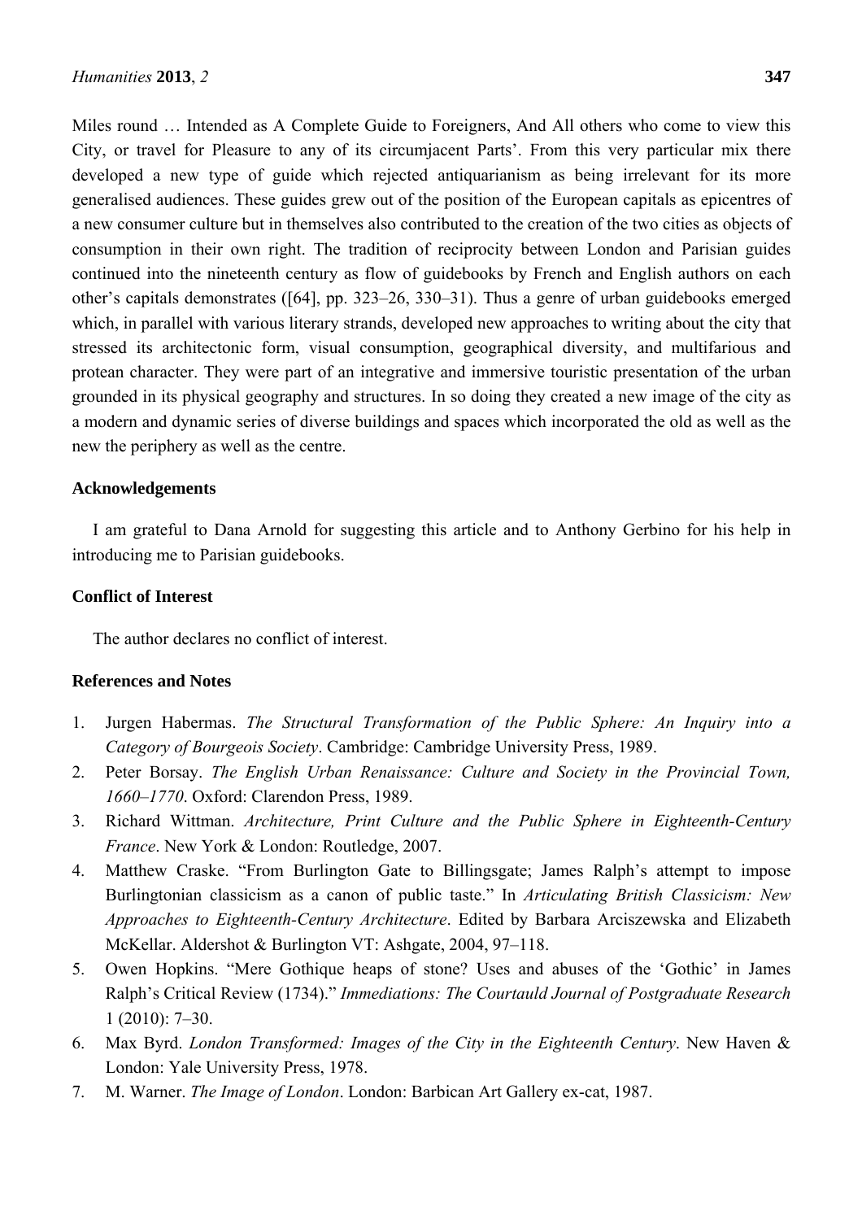Miles round … Intended as A Complete Guide to Foreigners, And All others who come to view this City, or travel for Pleasure to any of its circumjacent Parts'. From this very particular mix there developed a new type of guide which rejected antiquarianism as being irrelevant for its more generalised audiences. These guides grew out of the position of the European capitals as epicentres of a new consumer culture but in themselves also contributed to the creation of the two cities as objects of consumption in their own right. The tradition of reciprocity between London and Parisian guides continued into the nineteenth century as flow of guidebooks by French and English authors on each other's capitals demonstrates ([64], pp. 323–26, 330–31). Thus a genre of urban guidebooks emerged which, in parallel with various literary strands, developed new approaches to writing about the city that stressed its architectonic form, visual consumption, geographical diversity, and multifarious and protean character. They were part of an integrative and immersive touristic presentation of the urban grounded in its physical geography and structures. In so doing they created a new image of the city as a modern and dynamic series of diverse buildings and spaces which incorporated the old as well as the new the periphery as well as the centre.

### Acknowledgements

I am grateful to Dana Arnold for suggesting this article and to Anthony Gerbino for his help in introducing me to Parisian guidebooks.

### Conflict of Interest

The author declares no conflict of interest.

### References and Notes

1. Jurgen Habermas. *The Structural Transformation of the Public Sphere: An Inquiry into a Category of Bourgeois Society*. Cambridge: Cambridge University Press, 1989.
2. Peter Borsay. *The English Urban Renaissance: Culture and Society in the Provincial Town, 1660–1770*. Oxford: Clarendon Press, 1989.
3. Richard Wittman. *Architecture, Print Culture and the Public Sphere in Eighteenth-Century France*. New York & London: Routledge, 2007.
4. Matthew Craske. "From Burlington Gate to Billingsgate; James Ralph's attempt to impose Burlingtonian classicism as a canon of public taste." In *Articulating British Classicism: New Approaches to Eighteenth-Century Architecture*. Edited by Barbara Arciszewska and Elizabeth McKellar. Aldershot & Burlington VT: Ashgate, 2004, 97–118.
5. Owen Hopkins. "Mere Gothique heaps of stone? Uses and abuses of the 'Gothic' in James Ralph's Critical Review (1734)." *Immediations: The Courtauld Journal of Postgraduate Research* 1 (2010): 7–30.
6. Max Byrd. *London Transformed: Images of the City in the Eighteenth Century*. New Haven & London: Yale University Press, 1978.
7. M. Warner. *The Image of London*. London: Barbican Art Gallery ex-cat, 1987.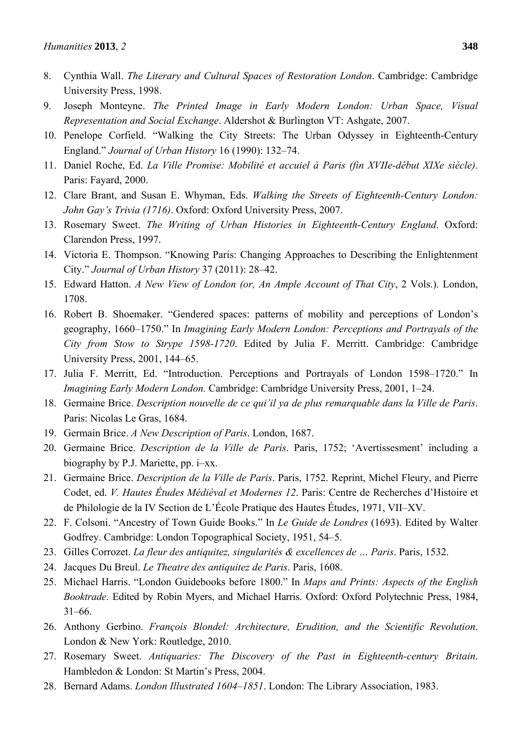8. Cynthia Wall. *The Literary and Cultural Spaces of Restoration London*. Cambridge: Cambridge University Press, 1998.
9. Joseph Monteyne. *The Printed Image in Early Modern London: Urban Space, Visual Representation and Social Exchange*. Aldershot & Burlington VT: Ashgate, 2007.
10. Penelope Corfield. "Walking the City Streets: The Urban Odyssey in Eighteenth-Century England." *Journal of Urban History* 16 (1990): 132–74.
11. Daniel Roche, Ed. *La Ville Promise: Mobilité et accuiel à Paris (fin XVIIe-début XIXe siècle)*. Paris: Fayard, 2000.
12. Clare Brant, and Susan E. Whyman, Eds. *Walking the Streets of Eighteenth-Century London: John Gay's Trivia (1716)*. Oxford: Oxford University Press, 2007.
13. Rosemary Sweet. *The Writing of Urban Histories in Eighteenth-Century England*. Oxford: Clarendon Press, 1997.
14. Victoria E. Thompson. "Knowing Paris: Changing Approaches to Describing the Enlightenment City." *Journal of Urban History* 37 (2011): 28–42.
15. Edward Hatton. *A New View of London (or, An Ample Account of That City*, 2 Vols.). London, 1708.
16. Robert B. Shoemaker. "Gendered spaces: patterns of mobility and perceptions of London's geography, 1660–1750." In *Imagining Early Modern London: Perceptions and Portrayals of the City from Stow to Strype 1598-1720*. Edited by Julia F. Merritt. Cambridge: Cambridge University Press, 2001, 144–65.
17. Julia F. Merritt, Ed. "Introduction. Perceptions and Portrayals of London 1598–1720." In *Imagining Early Modern London.* Cambridge: Cambridge University Press, 2001, 1–24.
18. Germaine Brice. *Description nouvelle de ce qui'il ya de plus remarquable dans la Ville de Paris*. Paris: Nicolas Le Gras, 1684.
19. Germain Brice. *A New Description of Paris*. London, 1687.
20. Germaine Brice. *Description de la Ville de Paris*. Paris, 1752; 'Avertissesment' including a biography by P.J. Mariette, pp. i–xx.
21. Germaine Brice. *Description de la Ville de Paris*. Paris, 1752. Reprint, Michel Fleury, and Pierre Codet, ed. *V. Hautes Ếtudes Médiéval et Modernes 12*. Paris: Centre de Recherches d'Histoire et de Philologie de la IV Section de L'Ếcole Pratique des Hautes Études, 1971, VII–XV.
22. F. Colsoni. "Ancestry of Town Guide Books." In *Le Guide de Londres* (1693). Edited by Walter Godfrey. Cambridge: London Topographical Society, 1951, 54–5.
23. Gilles Corrozet. *La fleur des antiquitez, singularités & excellences de … Paris*. Paris, 1532.
24. Jacques Du Breul. *Le Theatre des antiquitez de Paris*. Paris, 1608.
25. Michael Harris. "London Guidebooks before 1800." In *Maps and Prints: Aspects of the English Booktrade*. Edited by Robin Myers, and Michael Harris. Oxford: Oxford Polytechnic Press, 1984, 31–66.
26. Anthony Gerbino. *François Blondel: Architecture, Erudition, and the Scientific Revolution*. London & New York: Routledge, 2010.
27. Rosemary Sweet. *Antiquaries: The Discovery of the Past in Eighteenth-century Britain*. Hambledon & London: St Martin's Press, 2004.
28. Bernard Adams. *London Illustrated 1604–1851*. London: The Library Association, 1983.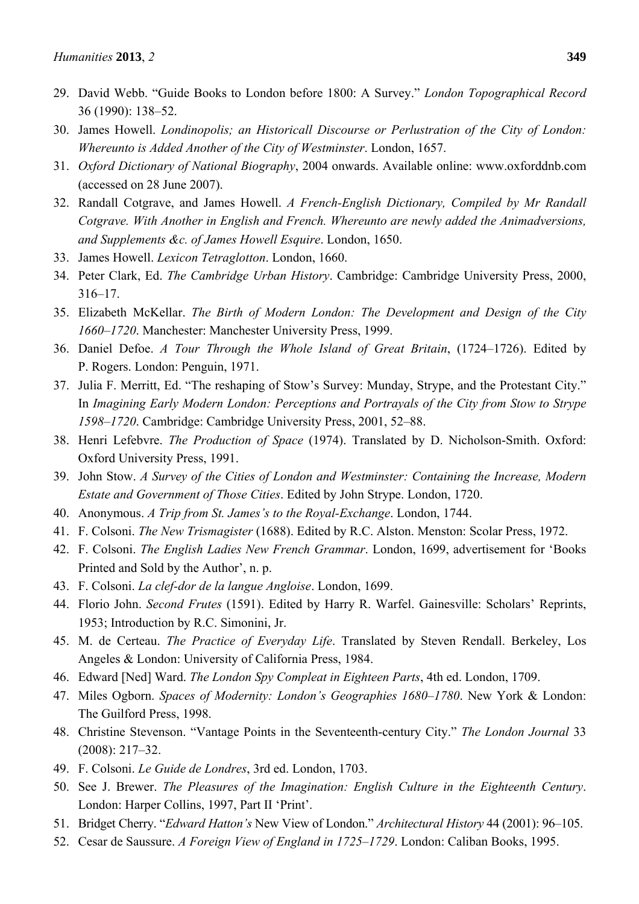29. David Webb. "Guide Books to London before 1800: A Survey." *London Topographical Record* 36 (1990): 138–52.
30. James Howell. *Londinopolis; an Historicall Discourse or Perlustration of the City of London: Whereunto is Added Another of the City of Westminster*. London, 1657.
31. *Oxford Dictionary of National Biography*, 2004 onwards. Available online: www.oxforddnb.com (accessed on 28 June 2007).
32. Randall Cotgrave, and James Howell. *A French-English Dictionary, Compiled by Mr Randall Cotgrave. With Another in English and French. Whereunto are newly added the Animadversions, and Supplements &c. of James Howell Esquire*. London, 1650.
33. James Howell. *Lexicon Tetraglotton*. London, 1660.
34. Peter Clark, Ed. *The Cambridge Urban History*. Cambridge: Cambridge University Press, 2000, 316–17.
35. Elizabeth McKellar. *The Birth of Modern London: The Development and Design of the City 1660–1720*. Manchester: Manchester University Press, 1999.
36. Daniel Defoe. *A Tour Through the Whole Island of Great Britain*, (1724–1726). Edited by P. Rogers. London: Penguin, 1971.
37. Julia F. Merritt, Ed. "The reshaping of Stow's Survey: Munday, Strype, and the Protestant City." In *Imagining Early Modern London: Perceptions and Portrayals of the City from Stow to Strype 1598–1720*. Cambridge: Cambridge University Press, 2001, 52–88.
38. Henri Lefebvre. *The Production of Space* (1974). Translated by D. Nicholson-Smith. Oxford: Oxford University Press, 1991.
39. John Stow. *A Survey of the Cities of London and Westminster: Containing the Increase, Modern Estate and Government of Those Cities*. Edited by John Strype. London, 1720.
40. Anonymous. *A Trip from St. James's to the Royal-Exchange*. London, 1744.
41. F. Colsoni. *The New Trismagister* (1688). Edited by R.C. Alston. Menston: Scolar Press, 1972.
42. F. Colsoni. *The English Ladies New French Grammar*. London, 1699, advertisement for 'Books Printed and Sold by the Author', n. p.
43. F. Colsoni. *La clef-dor de la langue Angloise*. London, 1699.
44. Florio John. *Second Frutes* (1591). Edited by Harry R. Warfel. Gainesville: Scholars' Reprints, 1953; Introduction by R.C. Simonini, Jr.
45. M. de Certeau. *The Practice of Everyday Life*. Translated by Steven Rendall. Berkeley, Los Angeles & London: University of California Press, 1984.
46. Edward [Ned] Ward. *The London Spy Compleat in Eighteen Parts*, 4th ed. London, 1709.
47. Miles Ogborn. *Spaces of Modernity: London's Geographies 1680–1780*. New York & London: The Guilford Press, 1998.
48. Christine Stevenson. "Vantage Points in the Seventeenth-century City." *The London Journal* 33 (2008): 217–32.
49. F. Colsoni. *Le Guide de Londres*, 3rd ed. London, 1703.
50. See J. Brewer. *The Pleasures of the Imagination: English Culture in the Eighteenth Century*. London: Harper Collins, 1997, Part II 'Print'.
51. Bridget Cherry. "*Edward Hatton's* New View of London." *Architectural History* 44 (2001): 96–105.
52. Cesar de Saussure. *A Foreign View of England in 1725–1729*. London: Caliban Books, 1995.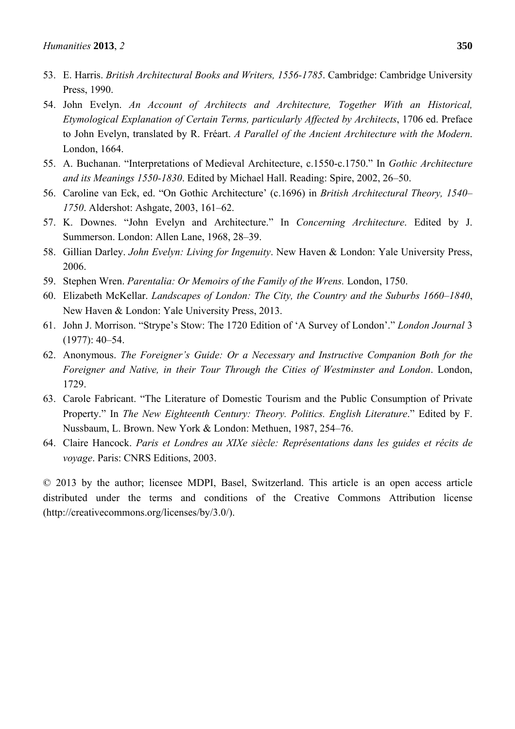53. E. Harris. *British Architectural Books and Writers, 1556-1785*. Cambridge: Cambridge University Press, 1990.
54. John Evelyn. *An Account of Architects and Architecture, Together With an Historical, Etymological Explanation of Certain Terms, particularly Affected by Architects*, 1706 ed. Preface to John Evelyn, translated by R. Fréart. *A Parallel of the Ancient Architecture with the Modern*. London, 1664.
55. A. Buchanan. "Interpretations of Medieval Architecture, c.1550-c.1750." In *Gothic Architecture and its Meanings 1550-1830*. Edited by Michael Hall. Reading: Spire, 2002, 26–50.
56. Caroline van Eck, ed. "On Gothic Architecture' (c.1696) in *British Architectural Theory, 1540–1750*. Aldershot: Ashgate, 2003, 161–62.
57. K. Downes. "John Evelyn and Architecture." In *Concerning Architecture*. Edited by J. Summerson. London: Allen Lane, 1968, 28–39.
58. Gillian Darley. *John Evelyn: Living for Ingenuity*. New Haven & London: Yale University Press, 2006.
59. Stephen Wren. *Parentalia: Or Memoirs of the Family of the Wrens.* London, 1750.
60. Elizabeth McKellar. *Landscapes of London: The City, the Country and the Suburbs 1660–1840*, New Haven & London: Yale University Press, 2013.
61. John J. Morrison. "Strype's Stow: The 1720 Edition of 'A Survey of London'." *London Journal* 3 (1977): 40–54.
62. Anonymous. *The Foreigner's Guide: Or a Necessary and Instructive Companion Both for the Foreigner and Native, in their Tour Through the Cities of Westminster and London*. London, 1729.
63. Carole Fabricant. "The Literature of Domestic Tourism and the Public Consumption of Private Property." In *The New Eighteenth Century: Theory. Politics. English Literature*." Edited by F. Nussbaum, L. Brown. New York & London: Methuen, 1987, 254–76.
64. Claire Hancock. *Paris et Londres au XIXe siècle: Représentations dans les guides et récits de voyage*. Paris: CNRS Editions, 2003.

© 2013 by the author; licensee MDPI, Basel, Switzerland. This article is an open access article distributed under the terms and conditions of the Creative Commons Attribution license (http://creativecommons.org/licenses/by/3.0/).